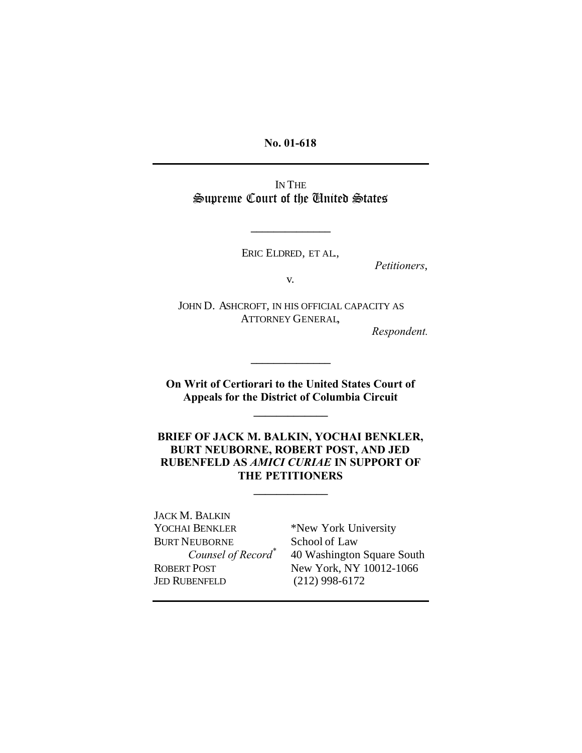**No. 01-618**

---

IN THE
Supreme Court of the United States

---

ERIC ELDRED, ET AL.,

*Petitioners*,

v.

JOHN D. ASHCROFT, IN HIS OFFICIAL CAPACITY AS ATTORNEY GENERAL,

*Respondent.*

---

**On Writ of Certiorari to the United States Court of Appeals for the District of Columbia Circuit**

---

**BRIEF OF JACK M. BALKIN, YOCHAI BENKLER, BURT NEUBORNE, ROBERT POST, AND JED RUBENFELD AS *AMICI CURIAE* IN SUPPORT OF THE PETITIONERS**

---

JACK M. BALKIN
YOCHAI BENKLER
BURT NEUBORNE
*Counsel of Record*[*]
ROBERT POST
JED RUBENFELD

*New York University
School of Law
40 Washington Square South
New York, NY 10012-1066
(212) 998-6172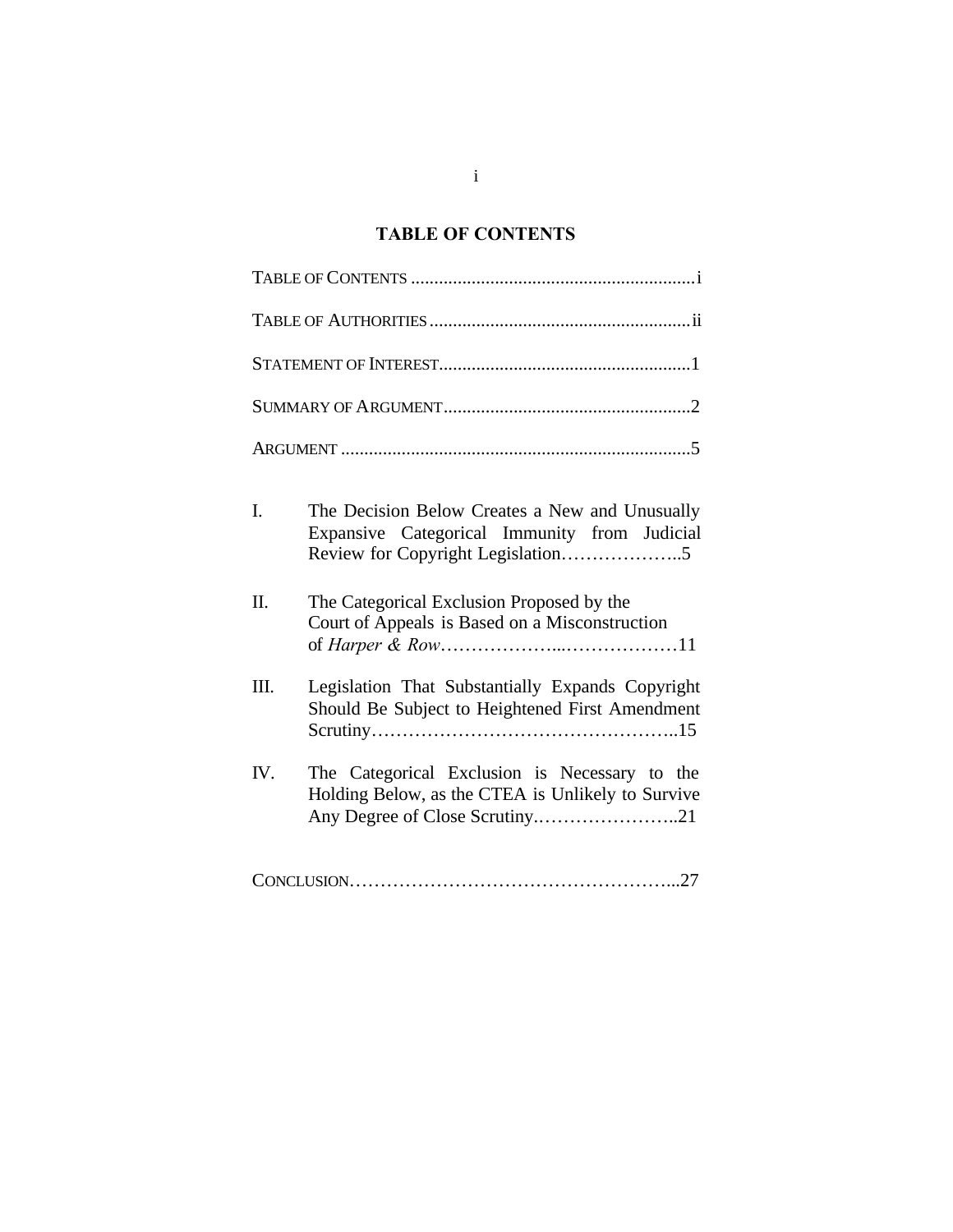# TABLE OF CONTENTS

TABLE OF CONTENTS ............................................................i

TABLE OF AUTHORITIES .......................................................ii

STATEMENT OF INTEREST.....................................................1

SUMMARY OF ARGUMENT.....................................................2

ARGUMENT ..........................................................................5

I. The Decision Below Creates a New and Unusually Expansive Categorical Immunity from Judicial Review for Copyright Legislation………………..5

II. The Categorical Exclusion Proposed by the Court of Appeals is Based on a Misconstruction of *Harper & Row*………………...………………11

III. Legislation That Substantially Expands Copyright Should Be Subject to Heightened First Amendment Scrutiny…………………………………………..15

IV. The Categorical Exclusion is Necessary to the Holding Below, as the CTEA is Unlikely to Survive Any Degree of Close Scrutiny.…………………..21

CONCLUSION……………………………………………...27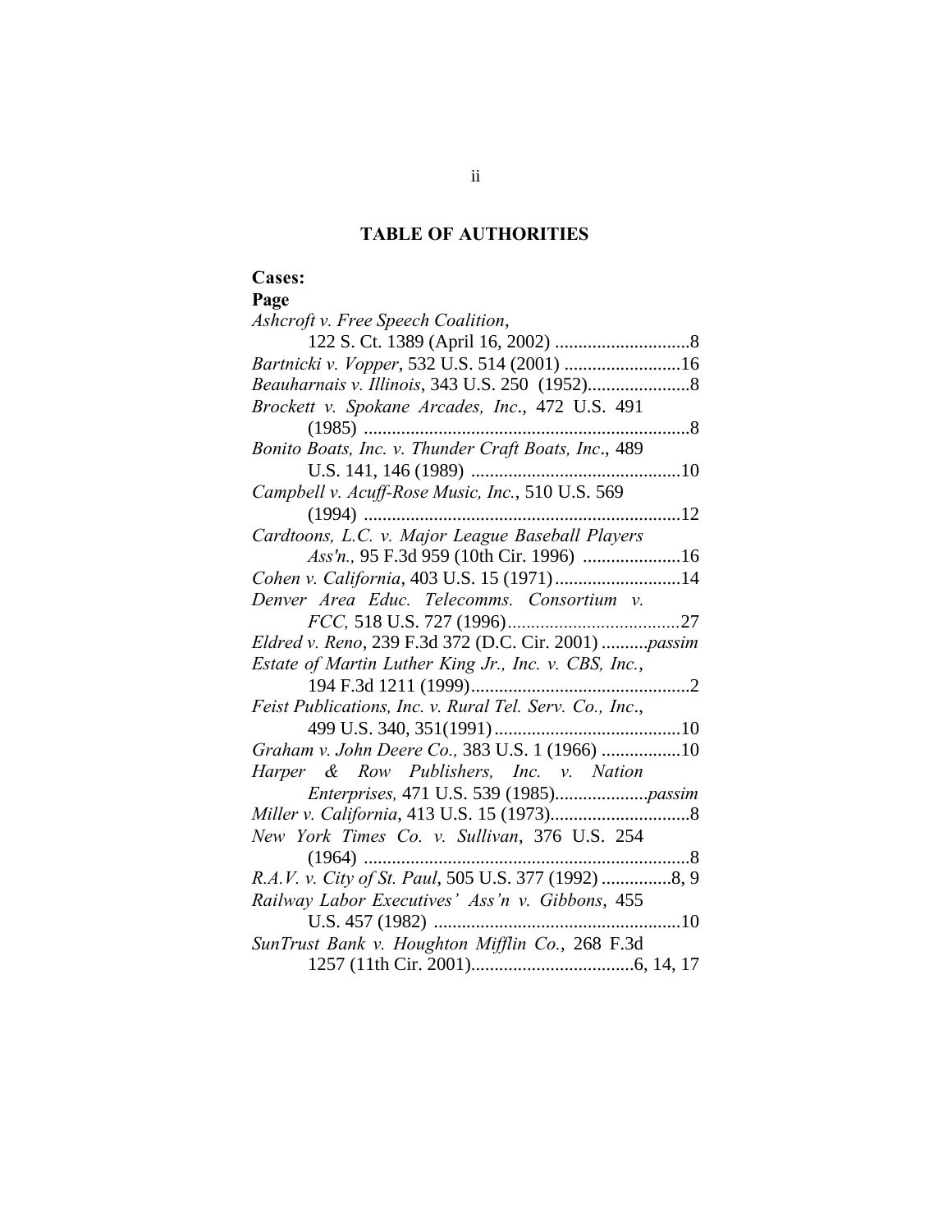## TABLE OF AUTHORITIES

**Cases:**

**Page**

*Ashcroft v. Free Speech Coalition*, 122 S. Ct. 1389 (April 16, 2002) .............................8

*Bartnicki v. Vopper*, 532 U.S. 514 (2001) .........................16

*Beauharnais v. Illinois*, 343 U.S. 250 (1952)......................8

*Brockett v. Spokane Arcades, Inc*., 472 U.S. 491 (1985) ......................................................................8

*Bonito Boats, Inc. v. Thunder Craft Boats, Inc*., 489 U.S. 141, 146 (1989) .............................................10

*Campbell v. Acuff-Rose Music, Inc.*, 510 U.S. 569 (1994) ....................................................................12

*Cardtoons, L.C. v. Major League Baseball Players Ass'n.,* 95 F.3d 959 (10th Cir. 1996) .....................16

*Cohen v. California*, 403 U.S. 15 (1971)...........................14

*Denver Area Educ. Telecomms. Consortium v. FCC,* 518 U.S. 727 (1996).....................................27

*Eldred v. Reno*, 239 F.3d 372 (D.C. Cir. 2001) ..........*passim*

*Estate of Martin Luther King Jr., Inc. v. CBS, Inc.*, 194 F.3d 1211 (1999)...............................................2

*Feist Publications, Inc. v. Rural Tel. Serv. Co., Inc*., 499 U.S. 340, 351(1991)........................................10

*Graham v. John Deere Co.,* 383 U.S. 1 (1966) .................10

*Harper & Row Publishers, Inc. v. Nation Enterprises,* 471 U.S. 539 (1985)....................*passim*

*Miller v. California*, 413 U.S. 15 (1973)..............................8

*New York Times Co. v. Sullivan*, 376 U.S. 254 (1964) ......................................................................8

*R.A.V. v. City of St. Paul*, 505 U.S. 377 (1992) ...............8, 9

*Railway Labor Executives' Ass'n v. Gibbons*, 455 U.S. 457 (1982) .....................................................10

*SunTrust Bank v. Houghton Mifflin Co.*, 268 F.3d 1257 (11th Cir. 2001)...................................6, 14, 17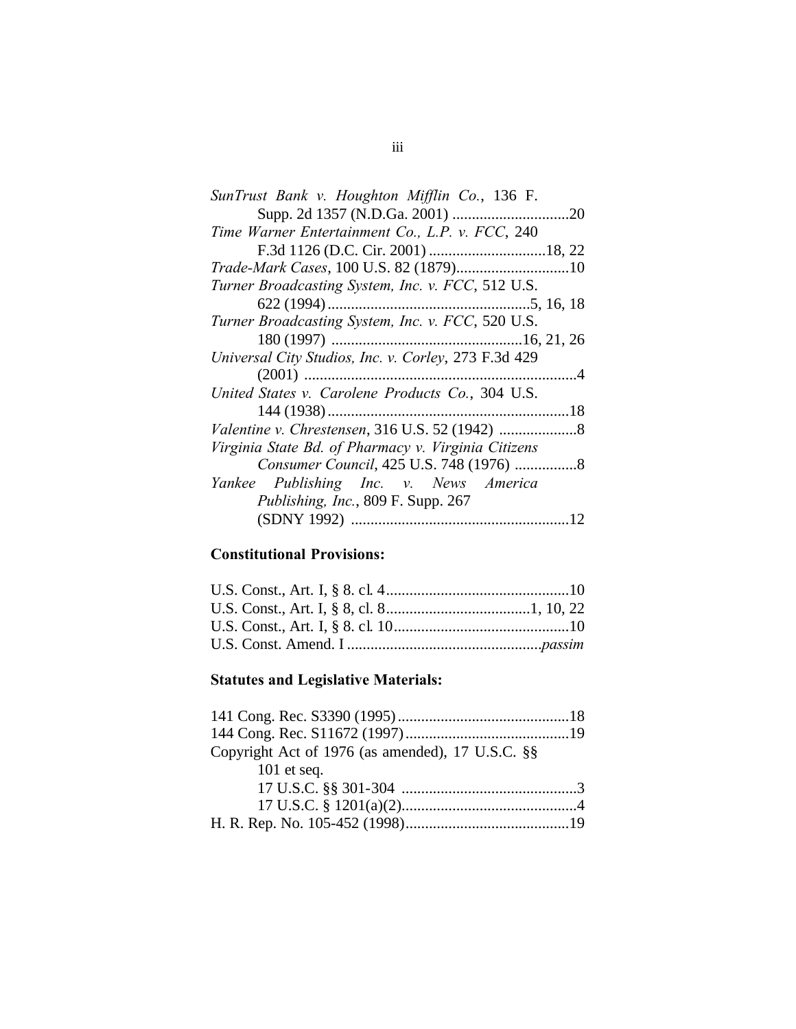*SunTrust Bank v. Houghton Mifflin Co.*, 136 F. Supp. 2d 1357 (N.D.Ga. 2001) ..............................20

*Time Warner Entertainment Co., L.P. v. FCC*, 240 F.3d 1126 (D.C. Cir. 2001) ..............................18, 22

*Trade-Mark Cases*, 100 U.S. 82 (1879).............................10

*Turner Broadcasting System, Inc. v. FCC*, 512 U.S. 622 (1994)....................................................5, 16, 18

*Turner Broadcasting System, Inc. v. FCC*, 520 U.S. 180 (1997) ................................................16, 21, 26

*Universal City Studios, Inc. v. Corley*, 273 F.3d 429 (2001) .....................................................................4

*United States v. Carolene Products Co.*, 304 U.S. 144 (1938).............................................................18

*Valentine v. Chrestensen*, 316 U.S. 52 (1942) ....................8

*Virginia State Bd. of Pharmacy v. Virginia Citizens Consumer Council*, 425 U.S. 748 (1976) ................8

*Yankee Publishing Inc. v. News America Publishing, Inc.*, 809 F. Supp. 267 (SDNY 1992) .......................................................12

**Constitutional Provisions:**

U.S. Const., Art. I, § 8. cl. 4..............................................10

U.S. Const., Art. I, § 8, cl. 8.....................................1, 10, 22

U.S. Const., Art. I, § 8. cl. 10............................................10

U.S. Const. Amend. I .................................................*passim*

**Statutes and Legislative Materials:**

141 Cong. Rec. S3390 (1995)............................................18

144 Cong. Rec. S11672 (1997)..........................................19

Copyright Act of 1976 (as amended), 17 U.S.C. §§ 101 et seq.

17 U.S.C. §§ 301-304 .............................................3

17 U.S.C. § 1201(a)(2).............................................4

H. R. Rep. No. 105-452 (1998)..........................................19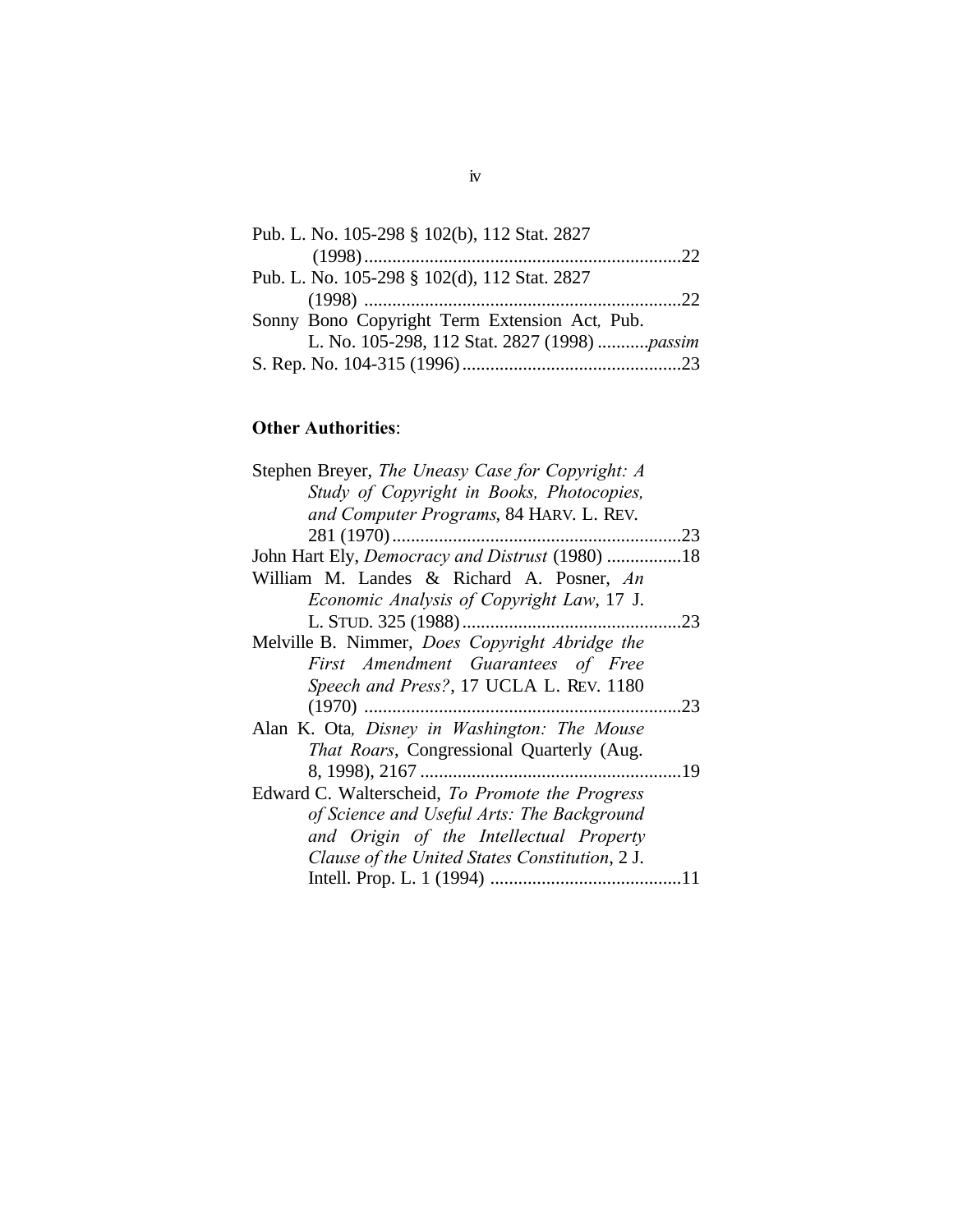Pub. L. No. 105-298 § 102(b), 112 Stat. 2827 (1998) ....................................................................22

Pub. L. No. 105-298 § 102(d), 112 Stat. 2827 (1998) ....................................................................22

Sonny Bono Copyright Term Extension Act, Pub. L. No. 105-298, 112 Stat. 2827 (1998) ...........*passim*

S. Rep. No. 104-315 (1996)...............................................23

**Other Authorities**:

Stephen Breyer, *The Uneasy Case for Copyright: A Study of Copyright in Books, Photocopies, and Computer Programs*, 84 HARV. L. REV. 281 (1970)...............................................................23

John Hart Ely, *Democracy and Distrust* (1980) ................18

William M. Landes & Richard A. Posner, *An Economic Analysis of Copyright Law*, 17 J. L. STUD. 325 (1988)...............................................23

Melville B. Nimmer, *Does Copyright Abridge the First Amendment Guarantees of Free Speech and Press?*, 17 UCLA L. REV. 1180 (1970) ....................................................................23

Alan K. Ota, *Disney in Washington: The Mouse That Roars*, Congressional Quarterly (Aug. 8, 1998), 2167 ........................................................19

Edward C. Walterscheid, *To Promote the Progress of Science and Useful Arts: The Background and Origin of the Intellectual Property Clause of the United States Constitution*, 2 J. Intell. Prop. L. 1 (1994) .........................................11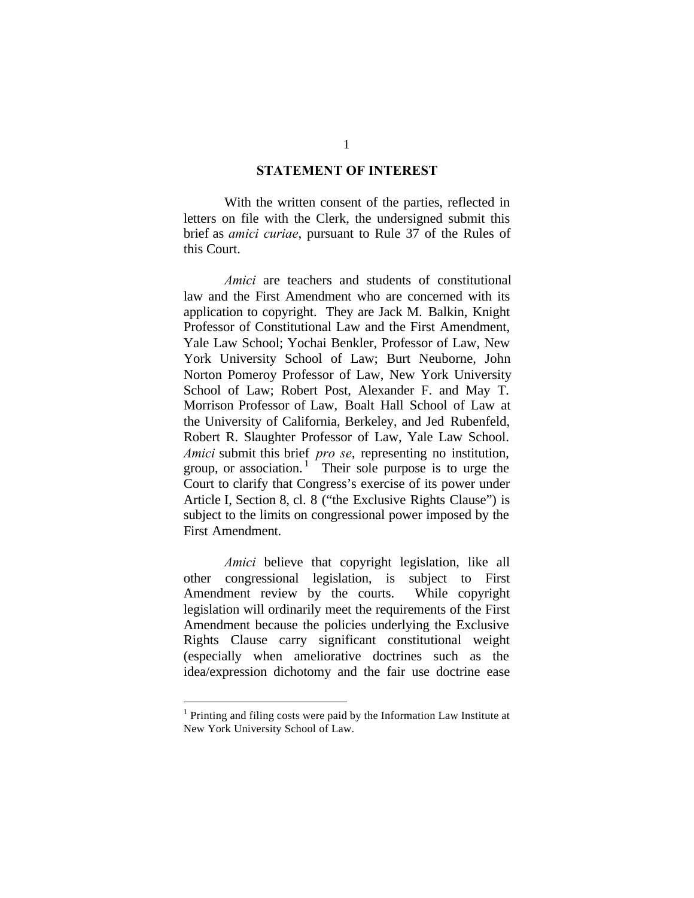## STATEMENT OF INTEREST

With the written consent of the parties, reflected in letters on file with the Clerk, the undersigned submit this brief as *amici curiae*, pursuant to Rule 37 of the Rules of this Court.

*Amici* are teachers and students of constitutional law and the First Amendment who are concerned with its application to copyright. They are Jack M. Balkin, Knight Professor of Constitutional Law and the First Amendment, Yale Law School; Yochai Benkler, Professor of Law, New York University School of Law; Burt Neuborne, John Norton Pomeroy Professor of Law, New York University School of Law; Robert Post, Alexander F. and May T. Morrison Professor of Law, Boalt Hall School of Law at the University of California, Berkeley, and Jed Rubenfeld, Robert R. Slaughter Professor of Law, Yale Law School. *Amici* submit this brief *pro se*, representing no institution, group, or association.[1] Their sole purpose is to urge the Court to clarify that Congress's exercise of its power under Article I, Section 8, cl. 8 ("the Exclusive Rights Clause") is subject to the limits on congressional power imposed by the First Amendment.

*Amici* believe that copyright legislation, like all other congressional legislation, is subject to First Amendment review by the courts. While copyright legislation will ordinarily meet the requirements of the First Amendment because the policies underlying the Exclusive Rights Clause carry significant constitutional weight (especially when ameliorative doctrines such as the idea/expression dichotomy and the fair use doctrine ease

---

[1] Printing and filing costs were paid by the Information Law Institute at New York University School of Law.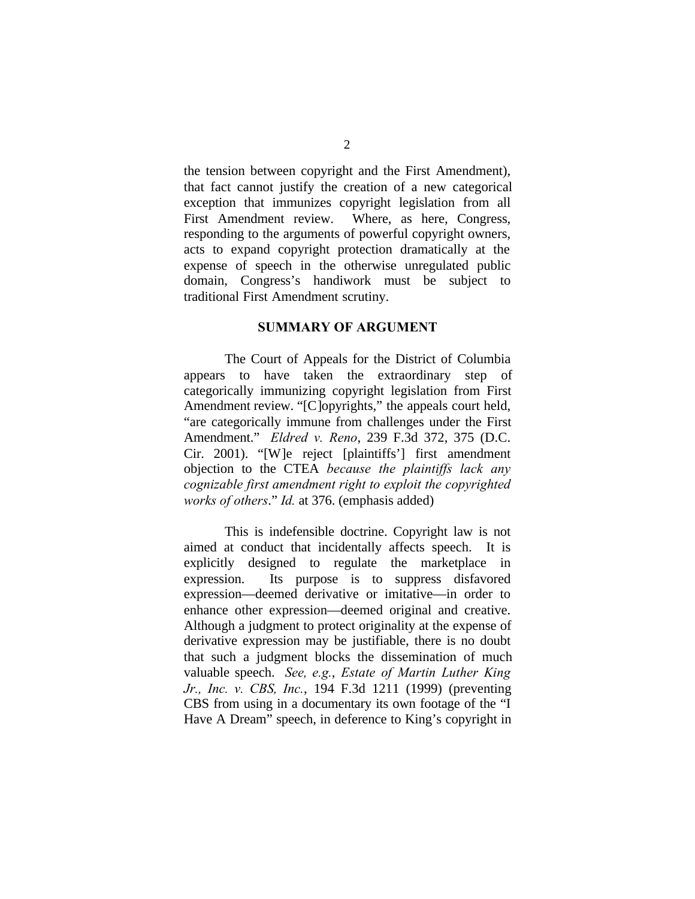the tension between copyright and the First Amendment), that fact cannot justify the creation of a new categorical exception that immunizes copyright legislation from all First Amendment review. Where, as here, Congress, responding to the arguments of powerful copyright owners, acts to expand copyright protection dramatically at the expense of speech in the otherwise unregulated public domain, Congress's handiwork must be subject to traditional First Amendment scrutiny.

## SUMMARY OF ARGUMENT

The Court of Appeals for the District of Columbia appears to have taken the extraordinary step of categorically immunizing copyright legislation from First Amendment review. "[C]opyrights," the appeals court held, "are categorically immune from challenges under the First Amendment." *Eldred v. Reno*, 239 F.3d 372, 375 (D.C. Cir. 2001). "[W]e reject [plaintiffs'] first amendment objection to the CTEA *because the plaintiffs lack any cognizable first amendment right to exploit the copyrighted works of others*." *Id.* at 376. (emphasis added)

This is indefensible doctrine. Copyright law is not aimed at conduct that incidentally affects speech. It is explicitly designed to regulate the marketplace in expression. Its purpose is to suppress disfavored expression—deemed derivative or imitative—in order to enhance other expression—deemed original and creative. Although a judgment to protect originality at the expense of derivative expression may be justifiable, there is no doubt that such a judgment blocks the dissemination of much valuable speech. *See, e.g.*, *Estate of Martin Luther King Jr., Inc. v. CBS, Inc.*, 194 F.3d 1211 (1999) (preventing CBS from using in a documentary its own footage of the "I Have A Dream" speech, in deference to King's copyright in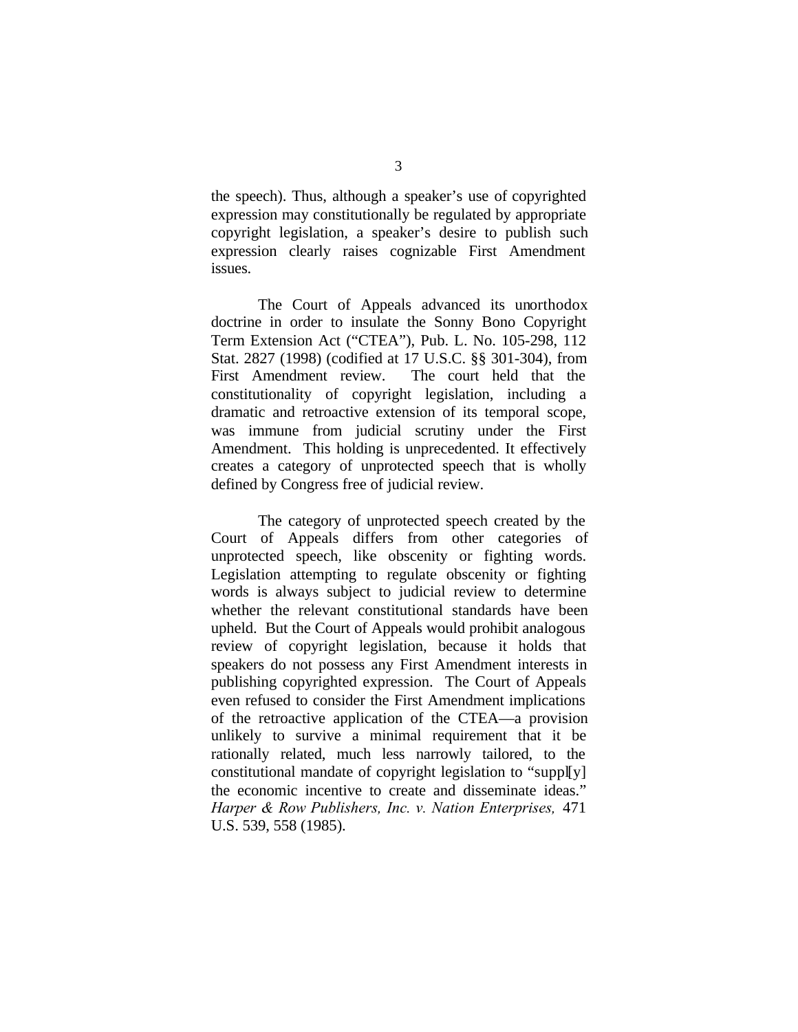the speech). Thus, although a speaker's use of copyrighted expression may constitutionally be regulated by appropriate copyright legislation, a speaker's desire to publish such expression clearly raises cognizable First Amendment issues.

The Court of Appeals advanced its unorthodox doctrine in order to insulate the Sonny Bono Copyright Term Extension Act ("CTEA"), Pub. L. No. 105-298, 112 Stat. 2827 (1998) (codified at 17 U.S.C. §§ 301-304), from First Amendment review. The court held that the constitutionality of copyright legislation, including a dramatic and retroactive extension of its temporal scope, was immune from judicial scrutiny under the First Amendment. This holding is unprecedented. It effectively creates a category of unprotected speech that is wholly defined by Congress free of judicial review.

The category of unprotected speech created by the Court of Appeals differs from other categories of unprotected speech, like obscenity or fighting words. Legislation attempting to regulate obscenity or fighting words is always subject to judicial review to determine whether the relevant constitutional standards have been upheld. But the Court of Appeals would prohibit analogous review of copyright legislation, because it holds that speakers do not possess any First Amendment interests in publishing copyrighted expression. The Court of Appeals even refused to consider the First Amendment implications of the retroactive application of the CTEA—a provision unlikely to survive a minimal requirement that it be rationally related, much less narrowly tailored, to the constitutional mandate of copyright legislation to "suppl[y] the economic incentive to create and disseminate ideas." *Harper & Row Publishers, Inc. v. Nation Enterprises,* 471 U.S. 539, 558 (1985).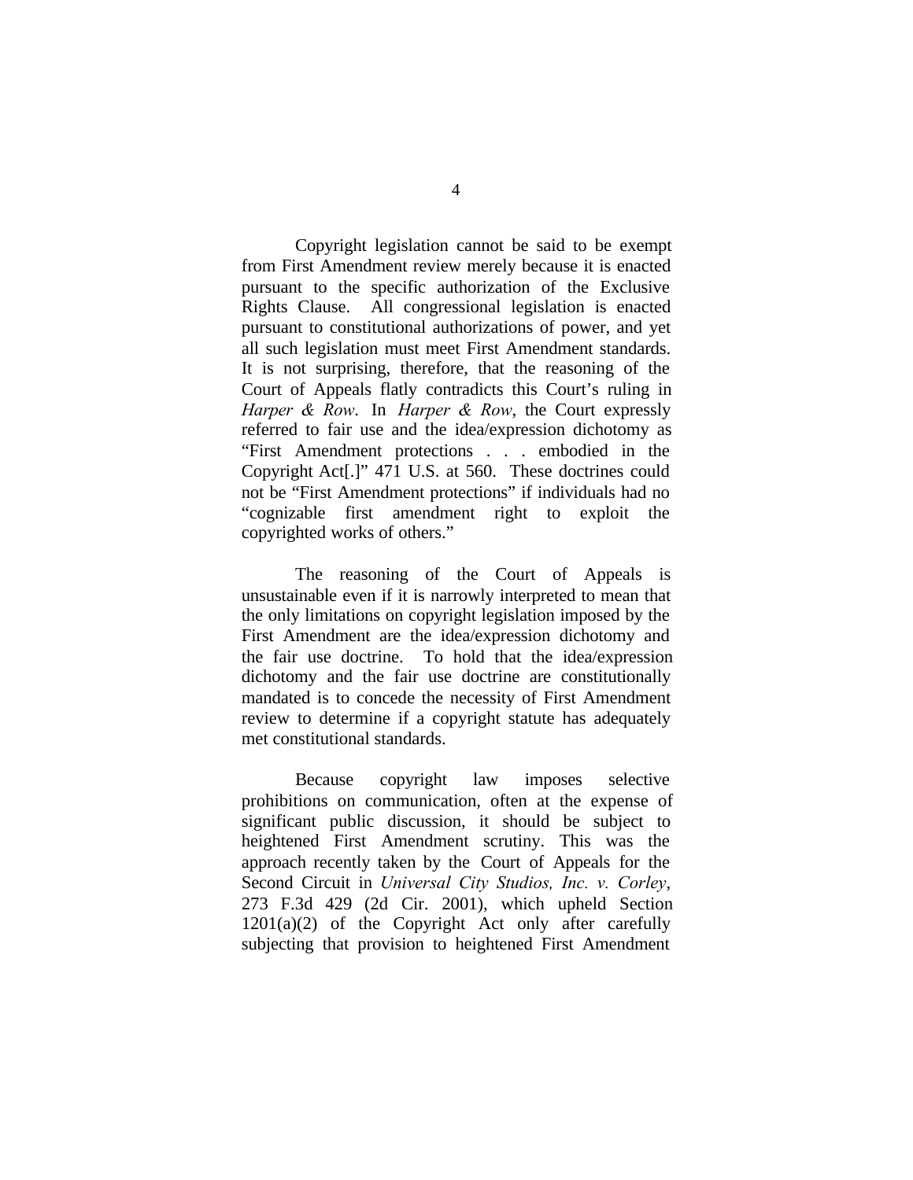Copyright legislation cannot be said to be exempt from First Amendment review merely because it is enacted pursuant to the specific authorization of the Exclusive Rights Clause. All congressional legislation is enacted pursuant to constitutional authorizations of power, and yet all such legislation must meet First Amendment standards. It is not surprising, therefore, that the reasoning of the Court of Appeals flatly contradicts this Court's ruling in *Harper & Row*. In *Harper & Row*, the Court expressly referred to fair use and the idea/expression dichotomy as "First Amendment protections . . . embodied in the Copyright Act[.]" 471 U.S. at 560. These doctrines could not be "First Amendment protections" if individuals had no "cognizable first amendment right to exploit the copyrighted works of others."

The reasoning of the Court of Appeals is unsustainable even if it is narrowly interpreted to mean that the only limitations on copyright legislation imposed by the First Amendment are the idea/expression dichotomy and the fair use doctrine. To hold that the idea/expression dichotomy and the fair use doctrine are constitutionally mandated is to concede the necessity of First Amendment review to determine if a copyright statute has adequately met constitutional standards.

Because copyright law imposes selective prohibitions on communication, often at the expense of significant public discussion, it should be subject to heightened First Amendment scrutiny. This was the approach recently taken by the Court of Appeals for the Second Circuit in *Universal City Studios, Inc. v. Corley*, 273 F.3d 429 (2d Cir. 2001), which upheld Section 1201(a)(2) of the Copyright Act only after carefully subjecting that provision to heightened First Amendment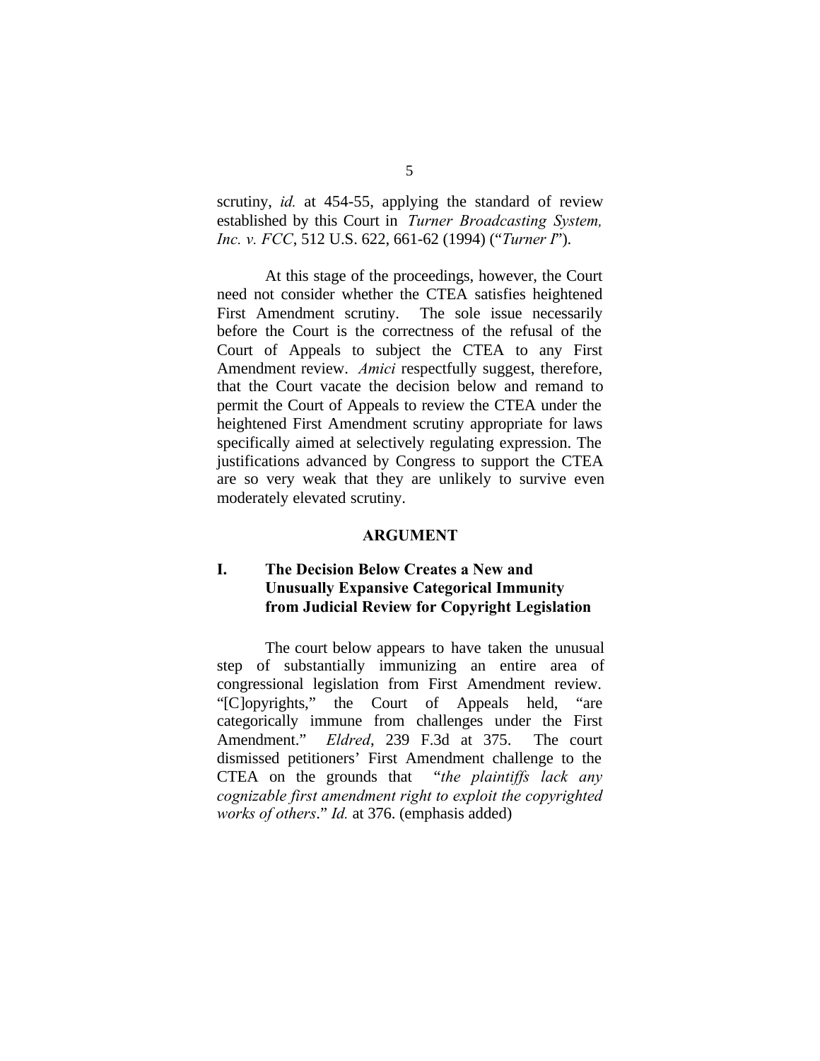scrutiny, *id.* at 454-55, applying the standard of review established by this Court in *Turner Broadcasting System, Inc. v. FCC*, 512 U.S. 622, 661-62 (1994) ("*Turner I*").

At this stage of the proceedings, however, the Court need not consider whether the CTEA satisfies heightened First Amendment scrutiny. The sole issue necessarily before the Court is the correctness of the refusal of the Court of Appeals to subject the CTEA to any First Amendment review. *Amici* respectfully suggest, therefore, that the Court vacate the decision below and remand to permit the Court of Appeals to review the CTEA under the heightened First Amendment scrutiny appropriate for laws specifically aimed at selectively regulating expression. The justifications advanced by Congress to support the CTEA are so very weak that they are unlikely to survive even moderately elevated scrutiny.

## ARGUMENT

### I. The Decision Below Creates a New and Unusually Expansive Categorical Immunity from Judicial Review for Copyright Legislation

The court below appears to have taken the unusual step of substantially immunizing an entire area of congressional legislation from First Amendment review. "[C]opyrights," the Court of Appeals held, "are categorically immune from challenges under the First Amendment." *Eldred*, 239 F.3d at 375. The court dismissed petitioners' First Amendment challenge to the CTEA on the grounds that "*the plaintiffs lack any cognizable first amendment right to exploit the copyrighted works of others*." *Id.* at 376. (emphasis added)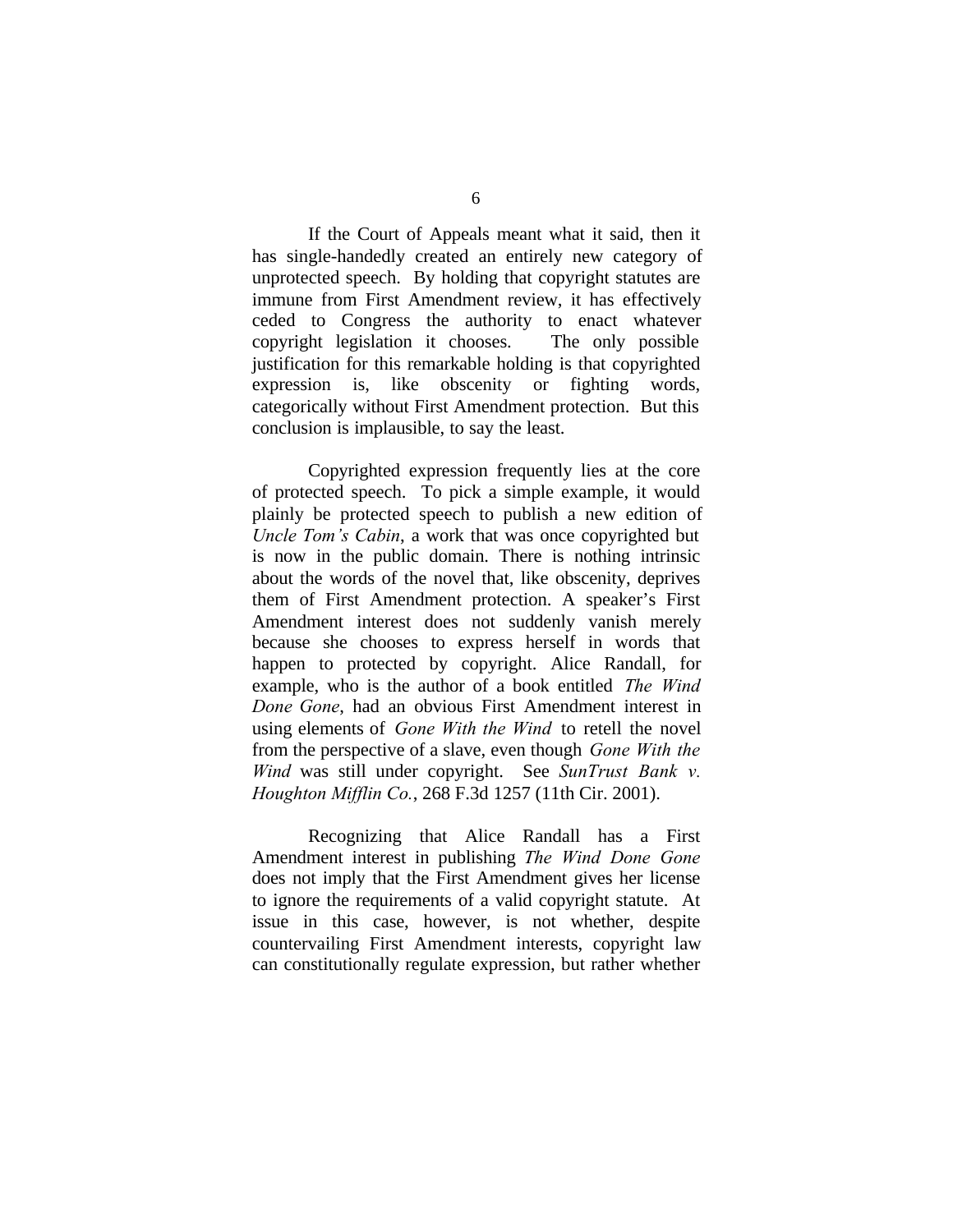If the Court of Appeals meant what it said, then it has single-handedly created an entirely new category of unprotected speech. By holding that copyright statutes are immune from First Amendment review, it has effectively ceded to Congress the authority to enact whatever copyright legislation it chooses. The only possible justification for this remarkable holding is that copyrighted expression is, like obscenity or fighting words, categorically without First Amendment protection. But this conclusion is implausible, to say the least.

Copyrighted expression frequently lies at the core of protected speech. To pick a simple example, it would plainly be protected speech to publish a new edition of *Uncle Tom's Cabin*, a work that was once copyrighted but is now in the public domain. There is nothing intrinsic about the words of the novel that, like obscenity, deprives them of First Amendment protection. A speaker's First Amendment interest does not suddenly vanish merely because she chooses to express herself in words that happen to protected by copyright. Alice Randall, for example, who is the author of a book entitled *The Wind Done Gone*, had an obvious First Amendment interest in using elements of *Gone With the Wind* to retell the novel from the perspective of a slave, even though *Gone With the Wind* was still under copyright. See *SunTrust Bank v. Houghton Mifflin Co.*, 268 F.3d 1257 (11th Cir. 2001).

Recognizing that Alice Randall has a First Amendment interest in publishing *The Wind Done Gone* does not imply that the First Amendment gives her license to ignore the requirements of a valid copyright statute. At issue in this case, however, is not whether, despite countervailing First Amendment interests, copyright law can constitutionally regulate expression, but rather whether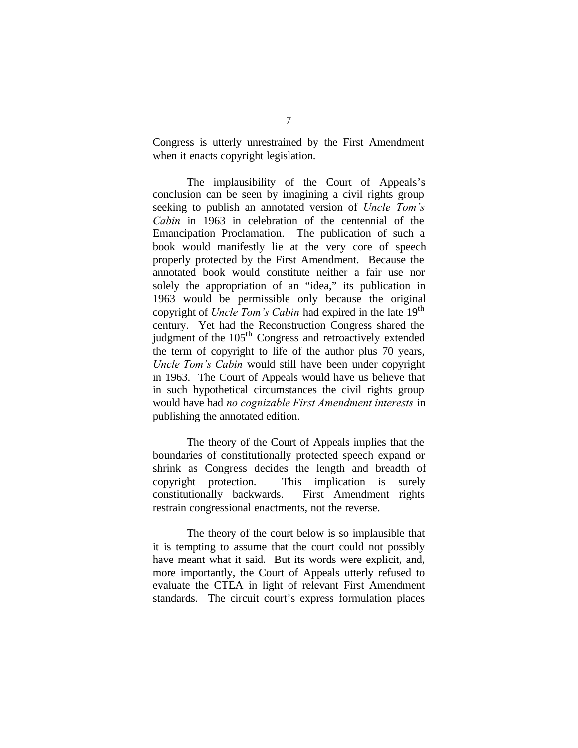Congress is utterly unrestrained by the First Amendment when it enacts copyright legislation.

The implausibility of the Court of Appeals's conclusion can be seen by imagining a civil rights group seeking to publish an annotated version of *Uncle Tom's Cabin* in 1963 in celebration of the centennial of the Emancipation Proclamation. The publication of such a book would manifestly lie at the very core of speech properly protected by the First Amendment. Because the annotated book would constitute neither a fair use nor solely the appropriation of an "idea," its publication in 1963 would be permissible only because the original copyright of *Uncle Tom's Cabin* had expired in the late 19th century. Yet had the Reconstruction Congress shared the judgment of the 105th Congress and retroactively extended the term of copyright to life of the author plus 70 years, *Uncle Tom's Cabin* would still have been under copyright in 1963. The Court of Appeals would have us believe that in such hypothetical circumstances the civil rights group would have had *no cognizable First Amendment interests* in publishing the annotated edition.

The theory of the Court of Appeals implies that the boundaries of constitutionally protected speech expand or shrink as Congress decides the length and breadth of copyright protection. This implication is surely constitutionally backwards. First Amendment rights restrain congressional enactments, not the reverse.

The theory of the court below is so implausible that it is tempting to assume that the court could not possibly have meant what it said. But its words were explicit, and, more importantly, the Court of Appeals utterly refused to evaluate the CTEA in light of relevant First Amendment standards. The circuit court's express formulation places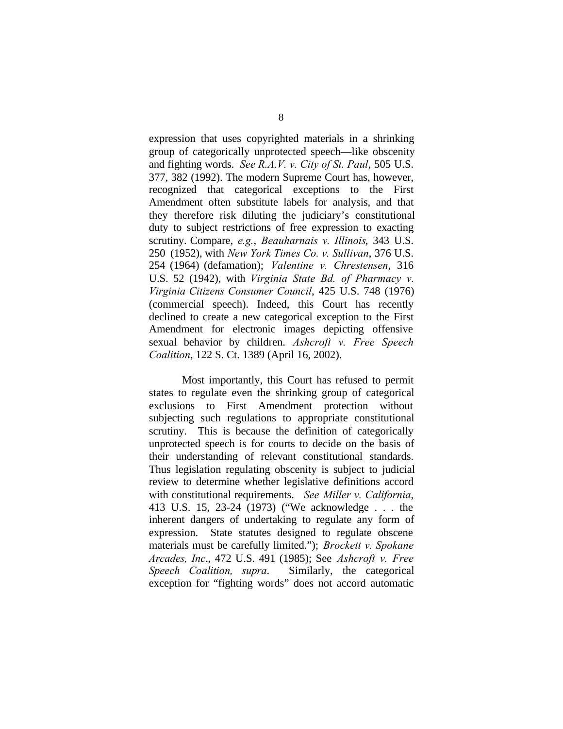expression that uses copyrighted materials in a shrinking group of categorically unprotected speech—like obscenity and fighting words. *See R.A.V. v. City of St. Paul*, 505 U.S. 377, 382 (1992). The modern Supreme Court has, however, recognized that categorical exceptions to the First Amendment often substitute labels for analysis, and that they therefore risk diluting the judiciary's constitutional duty to subject restrictions of free expression to exacting scrutiny. Compare, *e.g.*, *Beauharnais v. Illinois*, 343 U.S. 250 (1952), with *New York Times Co. v. Sullivan*, 376 U.S. 254 (1964) (defamation); *Valentine v. Chrestensen*, 316 U.S. 52 (1942), with *Virginia State Bd. of Pharmacy v. Virginia Citizens Consumer Council*, 425 U.S. 748 (1976) (commercial speech). Indeed, this Court has recently declined to create a new categorical exception to the First Amendment for electronic images depicting offensive sexual behavior by children. *Ashcroft v. Free Speech Coalition*, 122 S. Ct. 1389 (April 16, 2002).

Most importantly, this Court has refused to permit states to regulate even the shrinking group of categorical exclusions to First Amendment protection without subjecting such regulations to appropriate constitutional scrutiny. This is because the definition of categorically unprotected speech is for courts to decide on the basis of their understanding of relevant constitutional standards. Thus legislation regulating obscenity is subject to judicial review to determine whether legislative definitions accord with constitutional requirements. *See Miller v. California*, 413 U.S. 15, 23-24 (1973) ("We acknowledge . . . the inherent dangers of undertaking to regulate any form of expression. State statutes designed to regulate obscene materials must be carefully limited."); *Brockett v. Spokane Arcades, Inc*., 472 U.S. 491 (1985); See *Ashcroft v. Free Speech Coalition, supra*. Similarly, the categorical exception for "fighting words" does not accord automatic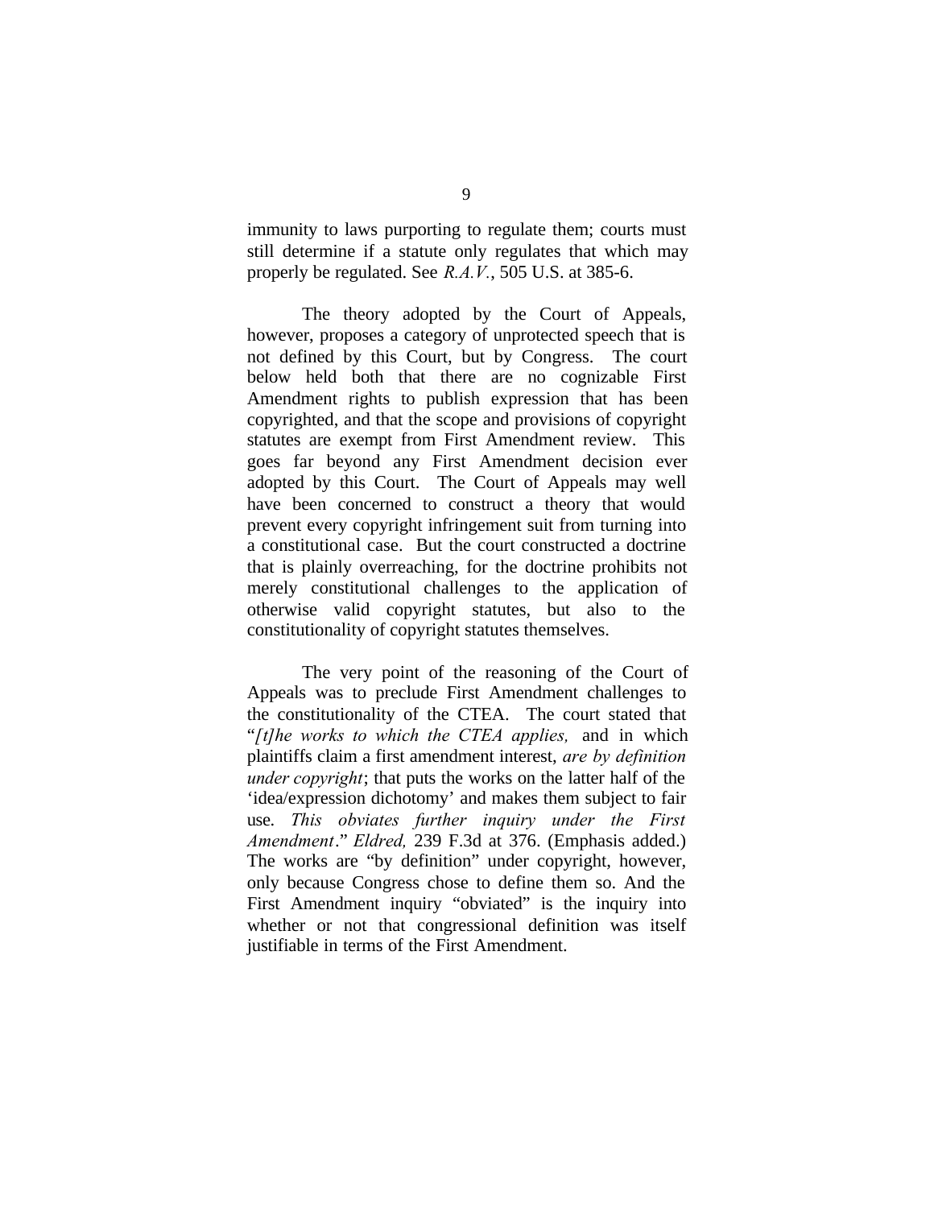immunity to laws purporting to regulate them; courts must still determine if a statute only regulates that which may properly be regulated. See *R.A.V.*, 505 U.S. at 385-6.

The theory adopted by the Court of Appeals, however, proposes a category of unprotected speech that is not defined by this Court, but by Congress. The court below held both that there are no cognizable First Amendment rights to publish expression that has been copyrighted, and that the scope and provisions of copyright statutes are exempt from First Amendment review. This goes far beyond any First Amendment decision ever adopted by this Court. The Court of Appeals may well have been concerned to construct a theory that would prevent every copyright infringement suit from turning into a constitutional case. But the court constructed a doctrine that is plainly overreaching, for the doctrine prohibits not merely constitutional challenges to the application of otherwise valid copyright statutes, but also to the constitutionality of copyright statutes themselves.

The very point of the reasoning of the Court of Appeals was to preclude First Amendment challenges to the constitutionality of the CTEA. The court stated that "*[t]he works to which the CTEA applies,* and in which plaintiffs claim a first amendment interest, *are by definition under copyright*; that puts the works on the latter half of the 'idea/expression dichotomy' and makes them subject to fair use. *This obviates further inquiry under the First Amendment*." *Eldred,* 239 F.3d at 376. (Emphasis added.) The works are "by definition" under copyright, however, only because Congress chose to define them so. And the First Amendment inquiry "obviated" is the inquiry into whether or not that congressional definition was itself justifiable in terms of the First Amendment.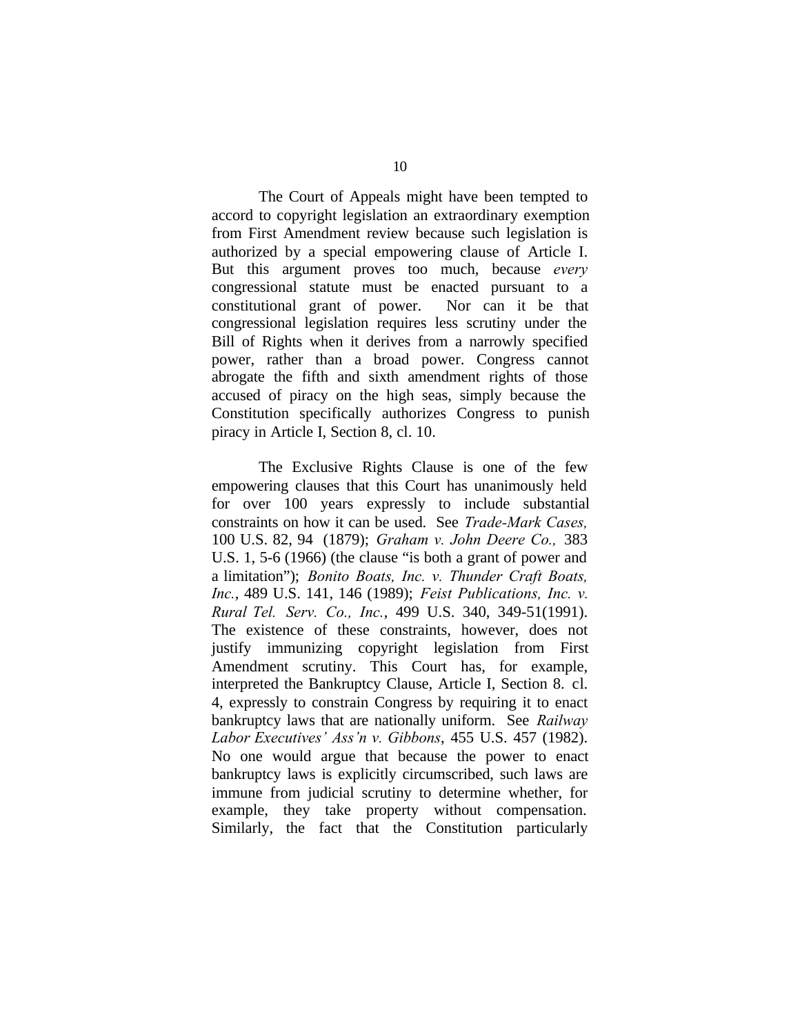The Court of Appeals might have been tempted to accord to copyright legislation an extraordinary exemption from First Amendment review because such legislation is authorized by a special empowering clause of Article I. But this argument proves too much, because *every* congressional statute must be enacted pursuant to a constitutional grant of power. Nor can it be that congressional legislation requires less scrutiny under the Bill of Rights when it derives from a narrowly specified power, rather than a broad power. Congress cannot abrogate the fifth and sixth amendment rights of those accused of piracy on the high seas, simply because the Constitution specifically authorizes Congress to punish piracy in Article I, Section 8, cl. 10.

The Exclusive Rights Clause is one of the few empowering clauses that this Court has unanimously held for over 100 years expressly to include substantial constraints on how it can be used. See *Trade-Mark Cases,* 100 U.S. 82, 94 (1879); *Graham v. John Deere Co.,* 383 U.S. 1, 5-6 (1966) (the clause "is both a grant of power and a limitation"); *Bonito Boats, Inc. v. Thunder Craft Boats, Inc.*, 489 U.S. 141, 146 (1989); *Feist Publications, Inc. v. Rural Tel. Serv. Co., Inc.*, 499 U.S. 340, 349-51(1991). The existence of these constraints, however, does not justify immunizing copyright legislation from First Amendment scrutiny. This Court has, for example, interpreted the Bankruptcy Clause, Article I, Section 8. cl. 4, expressly to constrain Congress by requiring it to enact bankruptcy laws that are nationally uniform. See *Railway Labor Executives' Ass'n v. Gibbons*, 455 U.S. 457 (1982). No one would argue that because the power to enact bankruptcy laws is explicitly circumscribed, such laws are immune from judicial scrutiny to determine whether, for example, they take property without compensation. Similarly, the fact that the Constitution particularly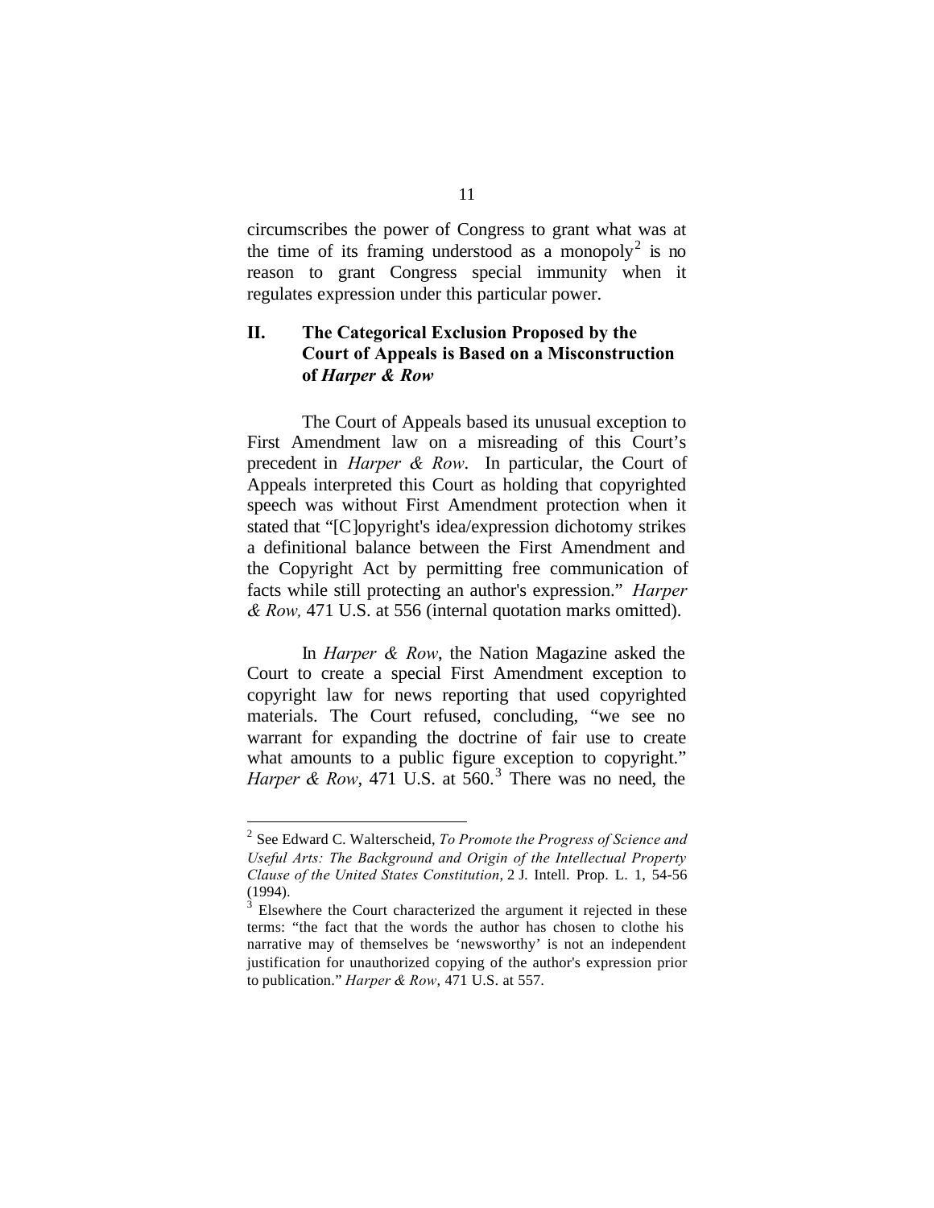circumscribes the power of Congress to grant what was at the time of its framing understood as a monopoly[2] is no reason to grant Congress special immunity when it regulates expression under this particular power.

## II. The Categorical Exclusion Proposed by the Court of Appeals is Based on a Misconstruction of *Harper & Row*

The Court of Appeals based its unusual exception to First Amendment law on a misreading of this Court's precedent in *Harper & Row*. In particular, the Court of Appeals interpreted this Court as holding that copyrighted speech was without First Amendment protection when it stated that "[C]opyright's idea/expression dichotomy strikes a definitional balance between the First Amendment and the Copyright Act by permitting free communication of facts while still protecting an author's expression." *Harper & Row,* 471 U.S. at 556 (internal quotation marks omitted).

In *Harper & Row*, the Nation Magazine asked the Court to create a special First Amendment exception to copyright law for news reporting that used copyrighted materials. The Court refused, concluding, "we see no warrant for expanding the doctrine of fair use to create what amounts to a public figure exception to copyright." *Harper & Row*, 471 U.S. at 560.[3] There was no need, the

---

[2] See Edward C. Walterscheid, *To Promote the Progress of Science and Useful Arts: The Background and Origin of the Intellectual Property Clause of the United States Constitution*, 2 J. Intell. Prop. L. 1, 54-56 (1994).

[3] Elsewhere the Court characterized the argument it rejected in these terms: "the fact that the words the author has chosen to clothe his narrative may of themselves be 'newsworthy' is not an independent justification for unauthorized copying of the author's expression prior to publication." *Harper & Row*, 471 U.S. at 557.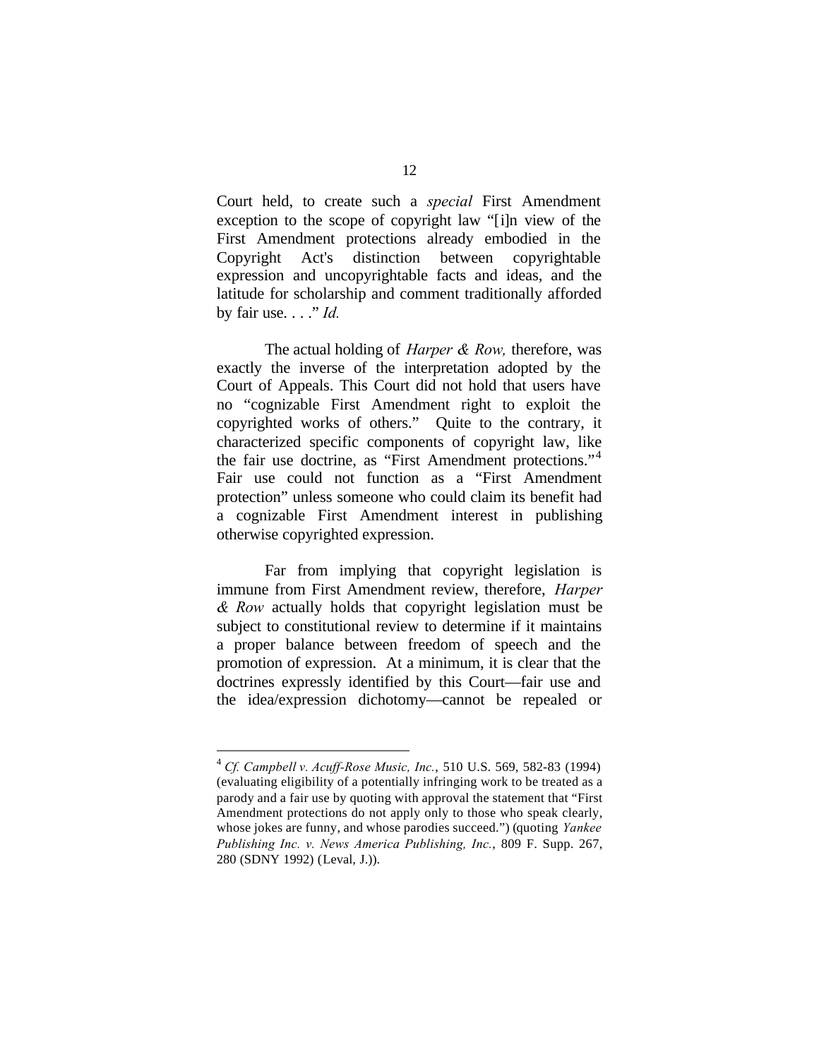Court held, to create such a *special* First Amendment exception to the scope of copyright law "[i]n view of the First Amendment protections already embodied in the Copyright Act's distinction between copyrightable expression and uncopyrightable facts and ideas, and the latitude for scholarship and comment traditionally afforded by fair use. . . ." *Id.*

The actual holding of *Harper & Row,* therefore, was exactly the inverse of the interpretation adopted by the Court of Appeals. This Court did not hold that users have no "cognizable First Amendment right to exploit the copyrighted works of others." Quite to the contrary, it characterized specific components of copyright law, like the fair use doctrine, as "First Amendment protections."[4] Fair use could not function as a "First Amendment protection" unless someone who could claim its benefit had a cognizable First Amendment interest in publishing otherwise copyrighted expression.

Far from implying that copyright legislation is immune from First Amendment review, therefore, *Harper & Row* actually holds that copyright legislation must be subject to constitutional review to determine if it maintains a proper balance between freedom of speech and the promotion of expression. At a minimum, it is clear that the doctrines expressly identified by this Court—fair use and the idea/expression dichotomy—cannot be repealed or

---

[4] *Cf. Campbell v. Acuff-Rose Music, Inc.*, 510 U.S. 569, 582-83 (1994) (evaluating eligibility of a potentially infringing work to be treated as a parody and a fair use by quoting with approval the statement that "First Amendment protections do not apply only to those who speak clearly, whose jokes are funny, and whose parodies succeed.") (quoting *Yankee Publishing Inc. v. News America Publishing, Inc.*, 809 F. Supp. 267, 280 (SDNY 1992) (Leval, J.)).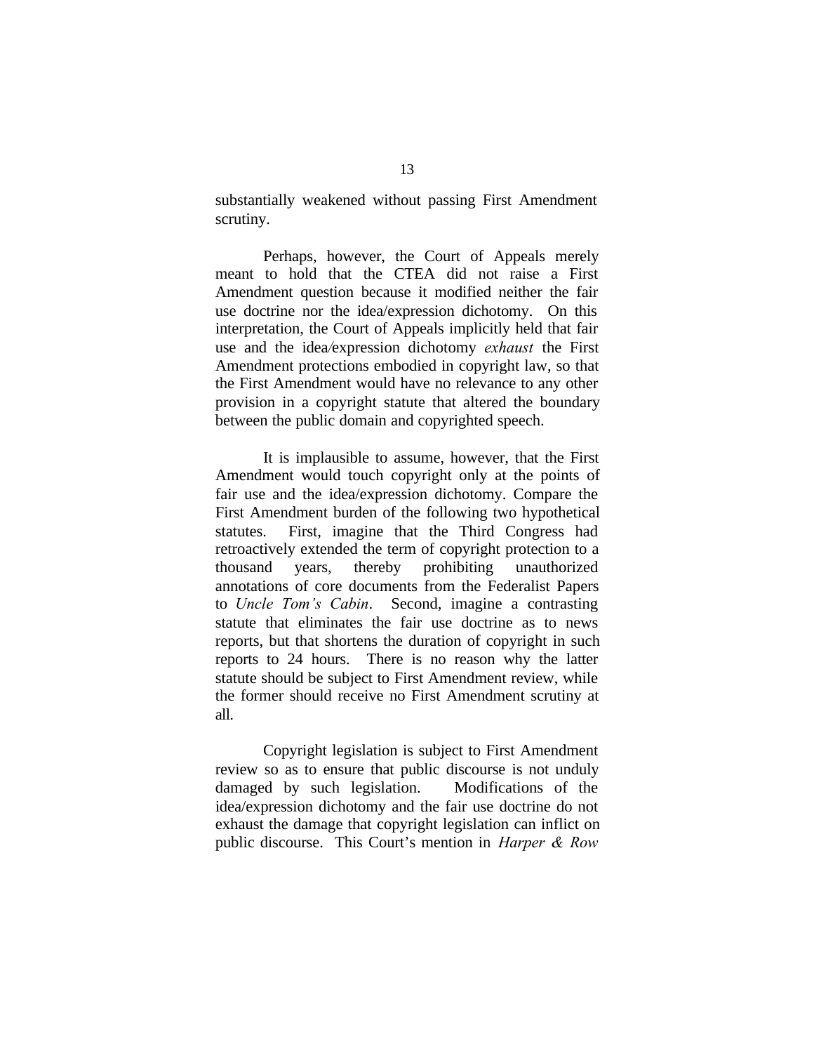substantially weakened without passing First Amendment scrutiny.

Perhaps, however, the Court of Appeals merely meant to hold that the CTEA did not raise a First Amendment question because it modified neither the fair use doctrine nor the idea/expression dichotomy. On this interpretation, the Court of Appeals implicitly held that fair use and the idea/expression dichotomy *exhaust* the First Amendment protections embodied in copyright law, so that the First Amendment would have no relevance to any other provision in a copyright statute that altered the boundary between the public domain and copyrighted speech.

It is implausible to assume, however, that the First Amendment would touch copyright only at the points of fair use and the idea/expression dichotomy. Compare the First Amendment burden of the following two hypothetical statutes. First, imagine that the Third Congress had retroactively extended the term of copyright protection to a thousand years, thereby prohibiting unauthorized annotations of core documents from the Federalist Papers to *Uncle Tom's Cabin*. Second, imagine a contrasting statute that eliminates the fair use doctrine as to news reports, but that shortens the duration of copyright in such reports to 24 hours. There is no reason why the latter statute should be subject to First Amendment review, while the former should receive no First Amendment scrutiny at all.

Copyright legislation is subject to First Amendment review so as to ensure that public discourse is not unduly damaged by such legislation. Modifications of the idea/expression dichotomy and the fair use doctrine do not exhaust the damage that copyright legislation can inflict on public discourse. This Court's mention in *Harper & Row*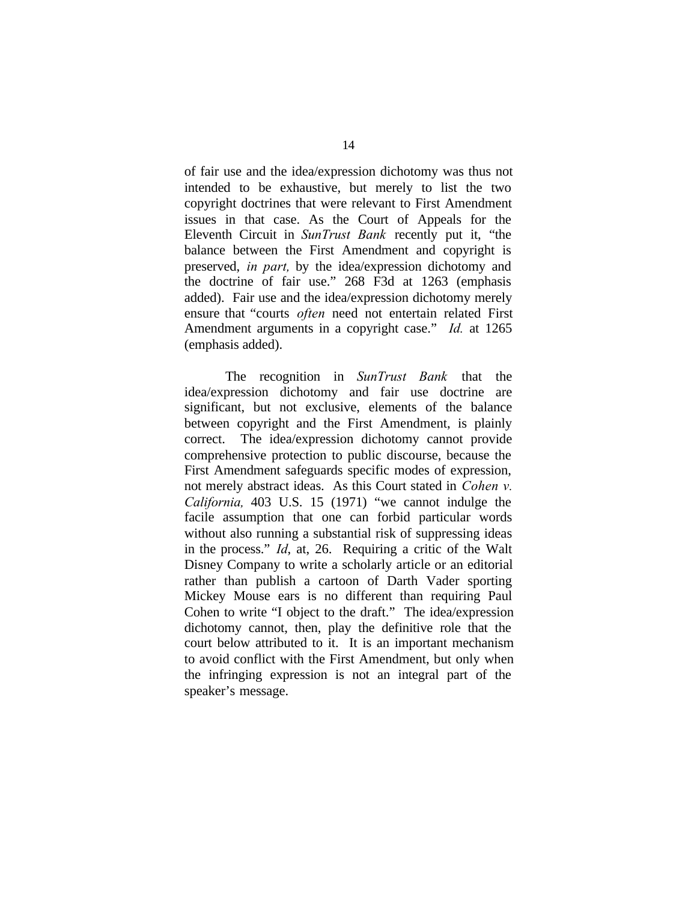of fair use and the idea/expression dichotomy was thus not intended to be exhaustive, but merely to list the two copyright doctrines that were relevant to First Amendment issues in that case. As the Court of Appeals for the Eleventh Circuit in *SunTrust Bank* recently put it, "the balance between the First Amendment and copyright is preserved, *in part,* by the idea/expression dichotomy and the doctrine of fair use." 268 F3d at 1263 (emphasis added). Fair use and the idea/expression dichotomy merely ensure that "courts *often* need not entertain related First Amendment arguments in a copyright case." *Id.* at 1265 (emphasis added).

The recognition in *SunTrust Bank* that the idea/expression dichotomy and fair use doctrine are significant, but not exclusive, elements of the balance between copyright and the First Amendment, is plainly correct. The idea/expression dichotomy cannot provide comprehensive protection to public discourse, because the First Amendment safeguards specific modes of expression, not merely abstract ideas. As this Court stated in *Cohen v. California,* 403 U.S. 15 (1971) "we cannot indulge the facile assumption that one can forbid particular words without also running a substantial risk of suppressing ideas in the process." *Id*, at, 26. Requiring a critic of the Walt Disney Company to write a scholarly article or an editorial rather than publish a cartoon of Darth Vader sporting Mickey Mouse ears is no different than requiring Paul Cohen to write "I object to the draft." The idea/expression dichotomy cannot, then, play the definitive role that the court below attributed to it. It is an important mechanism to avoid conflict with the First Amendment, but only when the infringing expression is not an integral part of the speaker's message.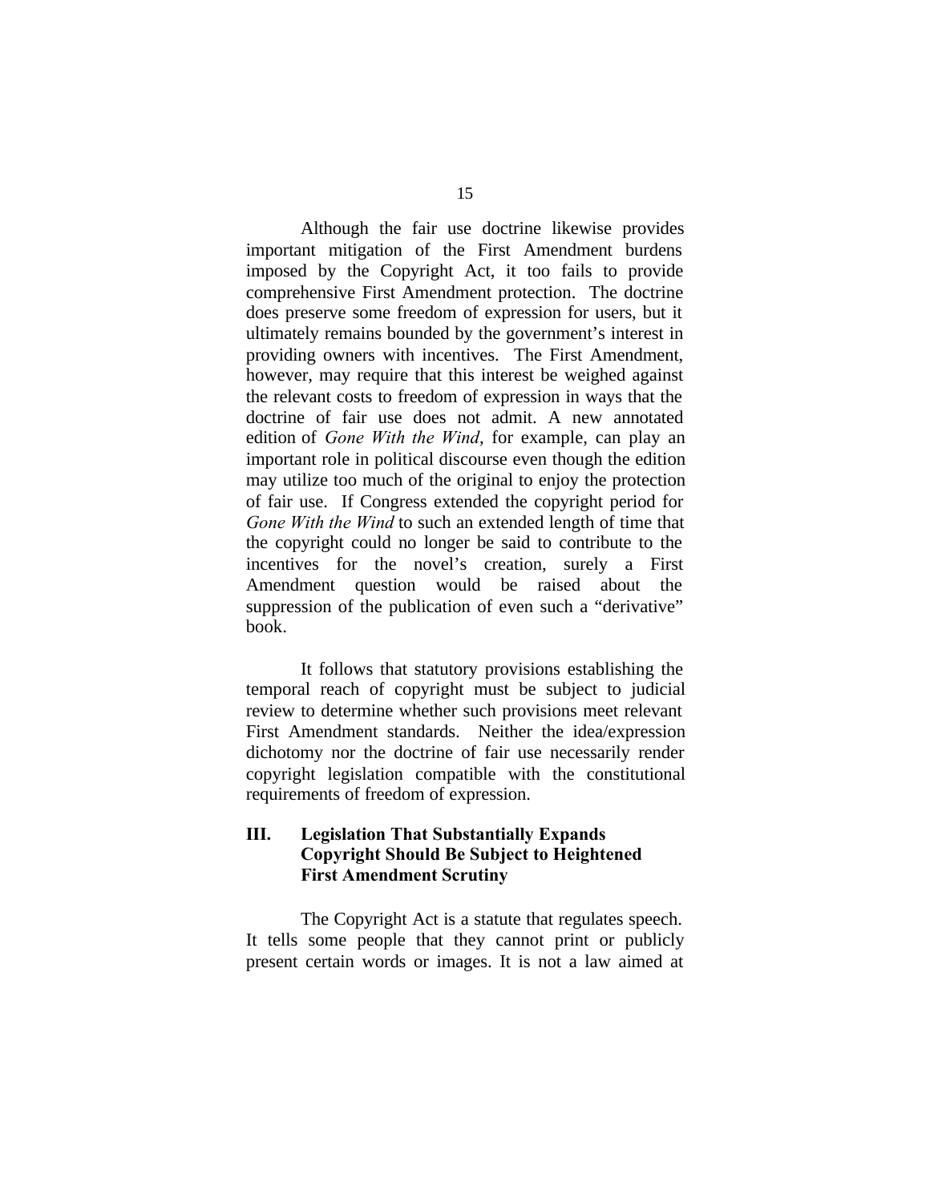Although the fair use doctrine likewise provides important mitigation of the First Amendment burdens imposed by the Copyright Act, it too fails to provide comprehensive First Amendment protection. The doctrine does preserve some freedom of expression for users, but it ultimately remains bounded by the government's interest in providing owners with incentives. The First Amendment, however, may require that this interest be weighed against the relevant costs to freedom of expression in ways that the doctrine of fair use does not admit. A new annotated edition of *Gone With the Wind*, for example, can play an important role in political discourse even though the edition may utilize too much of the original to enjoy the protection of fair use. If Congress extended the copyright period for *Gone With the Wind* to such an extended length of time that the copyright could no longer be said to contribute to the incentives for the novel's creation, surely a First Amendment question would be raised about the suppression of the publication of even such a "derivative" book.

It follows that statutory provisions establishing the temporal reach of copyright must be subject to judicial review to determine whether such provisions meet relevant First Amendment standards. Neither the idea/expression dichotomy nor the doctrine of fair use necessarily render copyright legislation compatible with the constitutional requirements of freedom of expression.

## III. Legislation That Substantially Expands Copyright Should Be Subject to Heightened First Amendment Scrutiny

The Copyright Act is a statute that regulates speech. It tells some people that they cannot print or publicly present certain words or images. It is not a law aimed at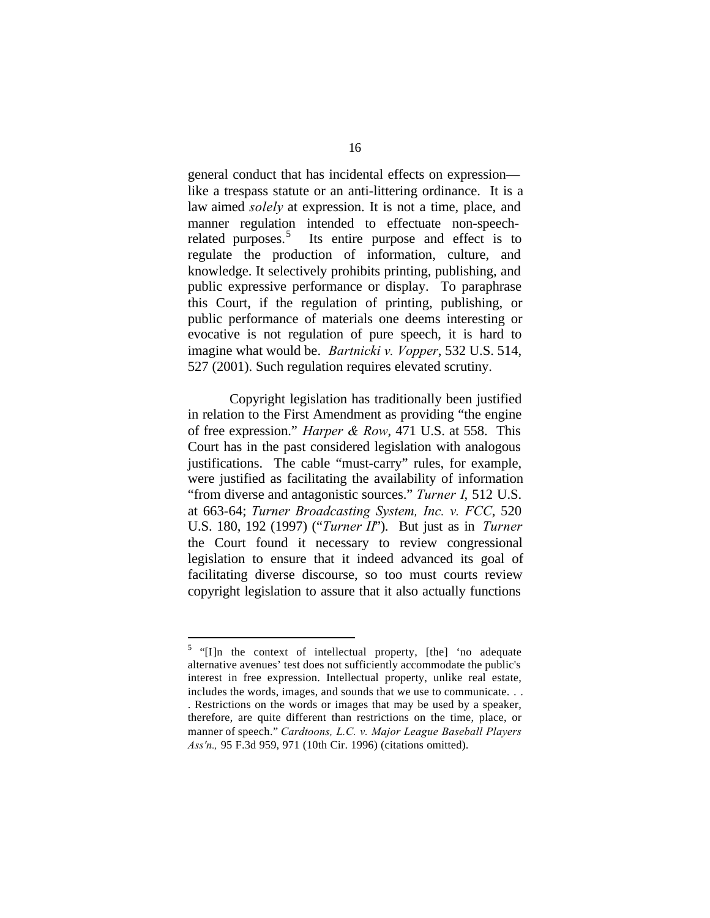general conduct that has incidental effects on expression—like a trespass statute or an anti-littering ordinance. It is a law aimed *solely* at expression. It is not a time, place, and manner regulation intended to effectuate non-speech-related purposes.[5] Its entire purpose and effect is to regulate the production of information, culture, and knowledge. It selectively prohibits printing, publishing, and public expressive performance or display. To paraphrase this Court, if the regulation of printing, publishing, or public performance of materials one deems interesting or evocative is not regulation of pure speech, it is hard to imagine what would be. *Bartnicki v. Vopper*, 532 U.S. 514, 527 (2001). Such regulation requires elevated scrutiny.

Copyright legislation has traditionally been justified in relation to the First Amendment as providing "the engine of free expression." *Harper & Row*, 471 U.S. at 558. This Court has in the past considered legislation with analogous justifications. The cable "must-carry" rules, for example, were justified as facilitating the availability of information "from diverse and antagonistic sources." *Turner I*, 512 U.S. at 663-64; *Turner Broadcasting System, Inc. v. FCC*, 520 U.S. 180, 192 (1997) ("*Turner II*"). But just as in *Turner* the Court found it necessary to review congressional legislation to ensure that it indeed advanced its goal of facilitating diverse discourse, so too must courts review copyright legislation to assure that it also actually functions

---

[5] "[I]n the context of intellectual property, [the] 'no adequate alternative avenues' test does not sufficiently accommodate the public's interest in free expression. Intellectual property, unlike real estate, includes the words, images, and sounds that we use to communicate. . . . Restrictions on the words or images that may be used by a speaker, therefore, are quite different than restrictions on the time, place, or manner of speech." *Cardtoons, L.C. v. Major League Baseball Players Ass'n.,* 95 F.3d 959, 971 (10th Cir. 1996) (citations omitted).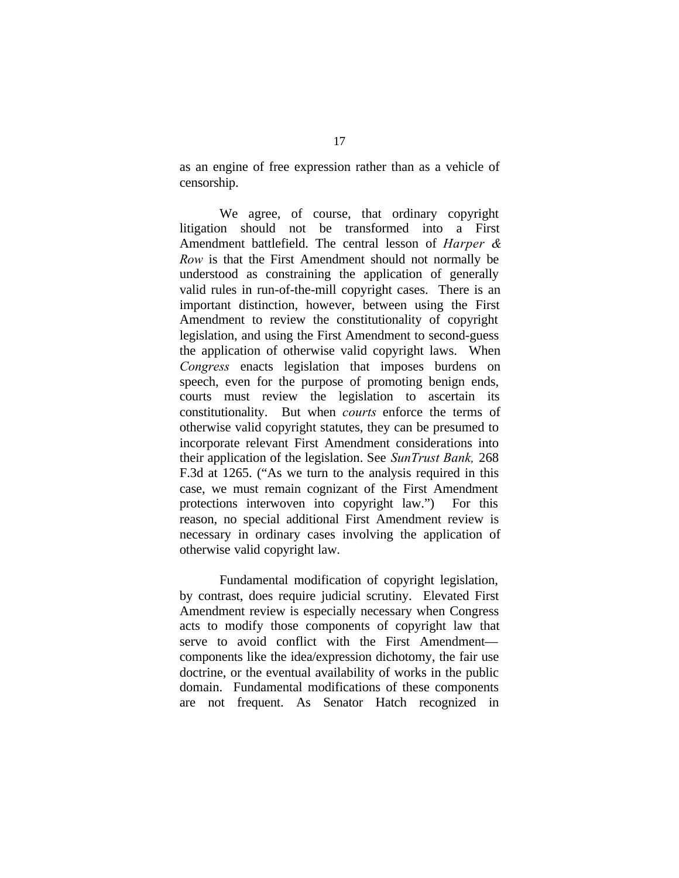as an engine of free expression rather than as a vehicle of censorship.

We agree, of course, that ordinary copyright litigation should not be transformed into a First Amendment battlefield. The central lesson of *Harper & Row* is that the First Amendment should not normally be understood as constraining the application of generally valid rules in run-of-the-mill copyright cases. There is an important distinction, however, between using the First Amendment to review the constitutionality of copyright legislation, and using the First Amendment to second-guess the application of otherwise valid copyright laws. When *Congress* enacts legislation that imposes burdens on speech, even for the purpose of promoting benign ends, courts must review the legislation to ascertain its constitutionality. But when *courts* enforce the terms of otherwise valid copyright statutes, they can be presumed to incorporate relevant First Amendment considerations into their application of the legislation. See *SunTrust Bank,* 268 F.3d at 1265. ("As we turn to the analysis required in this case, we must remain cognizant of the First Amendment protections interwoven into copyright law.") For this reason, no special additional First Amendment review is necessary in ordinary cases involving the application of otherwise valid copyright law.

Fundamental modification of copyright legislation, by contrast, does require judicial scrutiny. Elevated First Amendment review is especially necessary when Congress acts to modify those components of copyright law that serve to avoid conflict with the First Amendment—components like the idea/expression dichotomy, the fair use doctrine, or the eventual availability of works in the public domain. Fundamental modifications of these components are not frequent. As Senator Hatch recognized in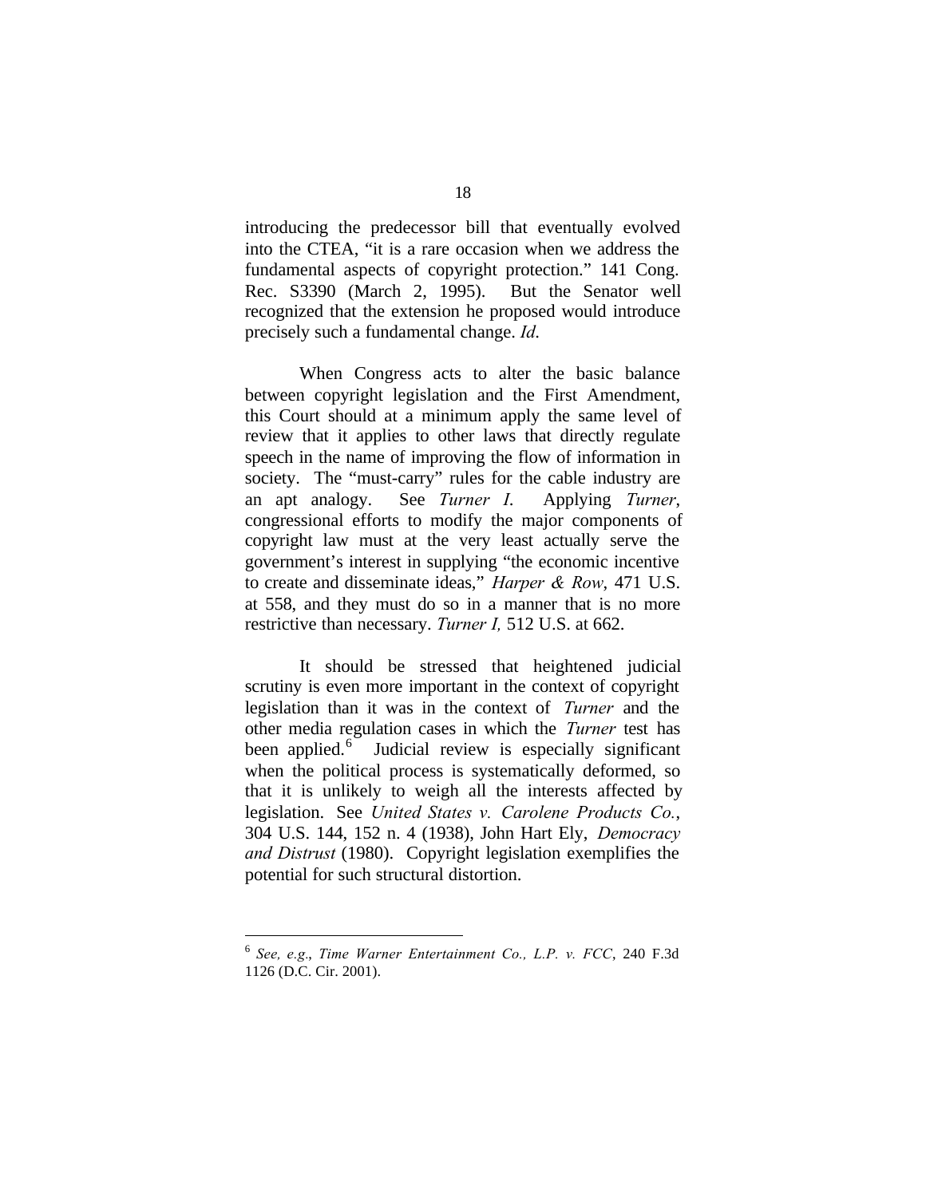introducing the predecessor bill that eventually evolved into the CTEA, "it is a rare occasion when we address the fundamental aspects of copyright protection." 141 Cong. Rec. S3390 (March 2, 1995). But the Senator well recognized that the extension he proposed would introduce precisely such a fundamental change. *Id*.

When Congress acts to alter the basic balance between copyright legislation and the First Amendment, this Court should at a minimum apply the same level of review that it applies to other laws that directly regulate speech in the name of improving the flow of information in society. The "must-carry" rules for the cable industry are an apt analogy. See *Turner I*. Applying *Turner*, congressional efforts to modify the major components of copyright law must at the very least actually serve the government's interest in supplying "the economic incentive to create and disseminate ideas," *Harper & Row*, 471 U.S. at 558, and they must do so in a manner that is no more restrictive than necessary. *Turner I,* 512 U.S. at 662.

It should be stressed that heightened judicial scrutiny is even more important in the context of copyright legislation than it was in the context of *Turner* and the other media regulation cases in which the *Turner* test has been applied.[6] Judicial review is especially significant when the political process is systematically deformed, so that it is unlikely to weigh all the interests affected by legislation. See *United States v. Carolene Products Co.*, 304 U.S. 144, 152 n. 4 (1938), John Hart Ely, *Democracy and Distrust* (1980). Copyright legislation exemplifies the potential for such structural distortion.

---

[6] *See, e.g., Time Warner Entertainment Co., L.P. v. FCC*, 240 F.3d 1126 (D.C. Cir. 2001).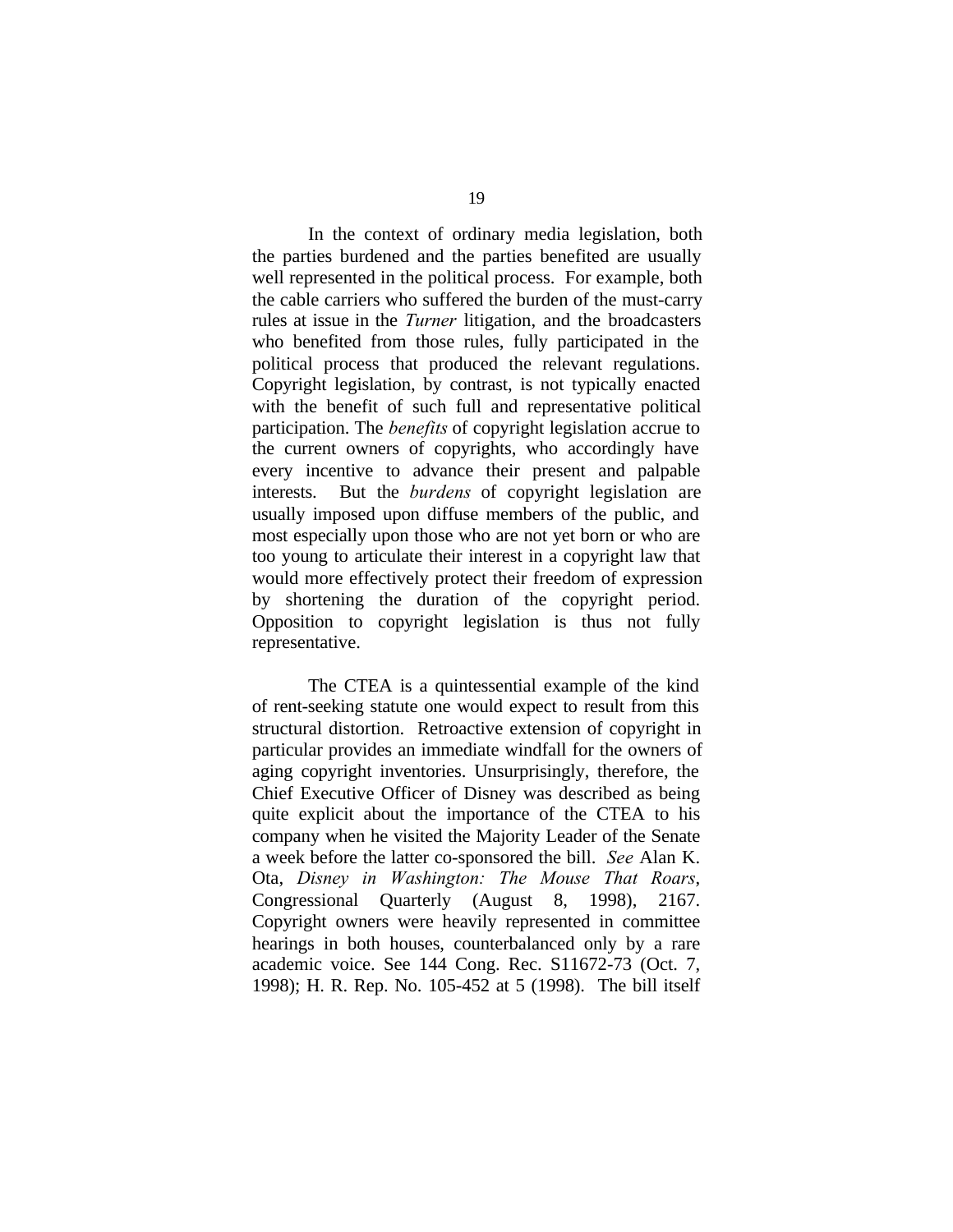In the context of ordinary media legislation, both the parties burdened and the parties benefited are usually well represented in the political process. For example, both the cable carriers who suffered the burden of the must-carry rules at issue in the *Turner* litigation, and the broadcasters who benefited from those rules, fully participated in the political process that produced the relevant regulations. Copyright legislation, by contrast, is not typically enacted with the benefit of such full and representative political participation. The *benefits* of copyright legislation accrue to the current owners of copyrights, who accordingly have every incentive to advance their present and palpable interests. But the *burdens* of copyright legislation are usually imposed upon diffuse members of the public, and most especially upon those who are not yet born or who are too young to articulate their interest in a copyright law that would more effectively protect their freedom of expression by shortening the duration of the copyright period. Opposition to copyright legislation is thus not fully representative.

The CTEA is a quintessential example of the kind of rent-seeking statute one would expect to result from this structural distortion. Retroactive extension of copyright in particular provides an immediate windfall for the owners of aging copyright inventories. Unsurprisingly, therefore, the Chief Executive Officer of Disney was described as being quite explicit about the importance of the CTEA to his company when he visited the Majority Leader of the Senate a week before the latter co-sponsored the bill. *See* Alan K. Ota, *Disney in Washington: The Mouse That Roars*, Congressional Quarterly (August 8, 1998), 2167. Copyright owners were heavily represented in committee hearings in both houses, counterbalanced only by a rare academic voice. See 144 Cong. Rec. S11672-73 (Oct. 7, 1998); H. R. Rep. No. 105-452 at 5 (1998). The bill itself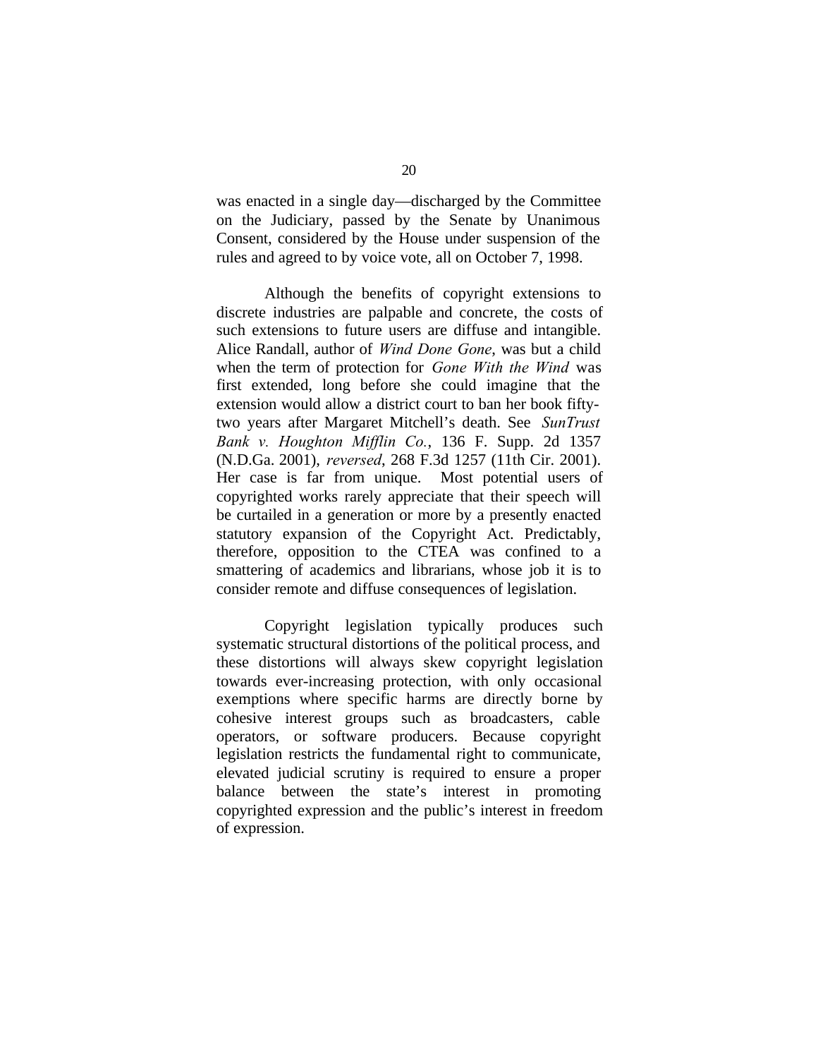was enacted in a single day—discharged by the Committee on the Judiciary, passed by the Senate by Unanimous Consent, considered by the House under suspension of the rules and agreed to by voice vote, all on October 7, 1998.

Although the benefits of copyright extensions to discrete industries are palpable and concrete, the costs of such extensions to future users are diffuse and intangible. Alice Randall, author of *Wind Done Gone*, was but a child when the term of protection for *Gone With the Wind* was first extended, long before she could imagine that the extension would allow a district court to ban her book fifty-two years after Margaret Mitchell's death. See *SunTrust Bank v. Houghton Mifflin Co.*, 136 F. Supp. 2d 1357 (N.D.Ga. 2001), *reversed*, 268 F.3d 1257 (11th Cir. 2001). Her case is far from unique. Most potential users of copyrighted works rarely appreciate that their speech will be curtailed in a generation or more by a presently enacted statutory expansion of the Copyright Act. Predictably, therefore, opposition to the CTEA was confined to a smattering of academics and librarians, whose job it is to consider remote and diffuse consequences of legislation.

Copyright legislation typically produces such systematic structural distortions of the political process, and these distortions will always skew copyright legislation towards ever-increasing protection, with only occasional exemptions where specific harms are directly borne by cohesive interest groups such as broadcasters, cable operators, or software producers. Because copyright legislation restricts the fundamental right to communicate, elevated judicial scrutiny is required to ensure a proper balance between the state's interest in promoting copyrighted expression and the public's interest in freedom of expression.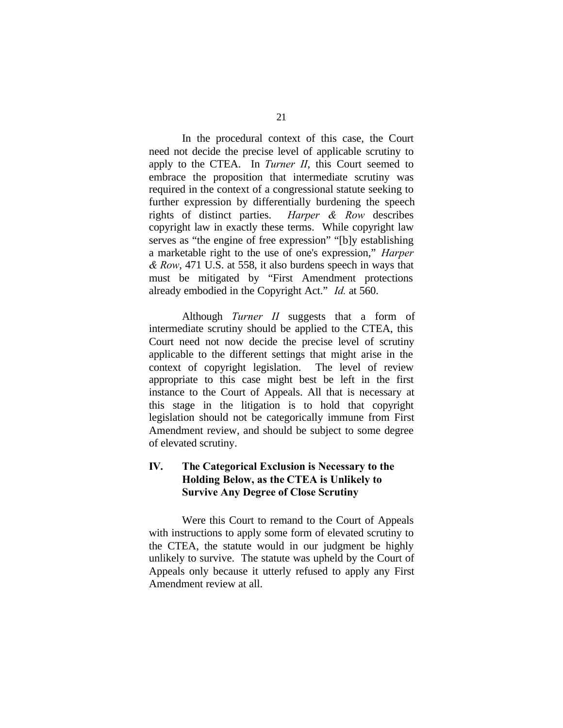In the procedural context of this case, the Court need not decide the precise level of applicable scrutiny to apply to the CTEA. In *Turner II*, this Court seemed to embrace the proposition that intermediate scrutiny was required in the context of a congressional statute seeking to further expression by differentially burdening the speech rights of distinct parties. *Harper & Row* describes copyright law in exactly these terms. While copyright law serves as "the engine of free expression" "[b]y establishing a marketable right to the use of one's expression," *Harper & Row*, 471 U.S. at 558, it also burdens speech in ways that must be mitigated by "First Amendment protections already embodied in the Copyright Act." *Id.* at 560.

Although *Turner II* suggests that a form of intermediate scrutiny should be applied to the CTEA, this Court need not now decide the precise level of scrutiny applicable to the different settings that might arise in the context of copyright legislation. The level of review appropriate to this case might best be left in the first instance to the Court of Appeals. All that is necessary at this stage in the litigation is to hold that copyright legislation should not be categorically immune from First Amendment review, and should be subject to some degree of elevated scrutiny.

## IV. The Categorical Exclusion is Necessary to the Holding Below, as the CTEA is Unlikely to Survive Any Degree of Close Scrutiny

Were this Court to remand to the Court of Appeals with instructions to apply some form of elevated scrutiny to the CTEA, the statute would in our judgment be highly unlikely to survive. The statute was upheld by the Court of Appeals only because it utterly refused to apply any First Amendment review at all.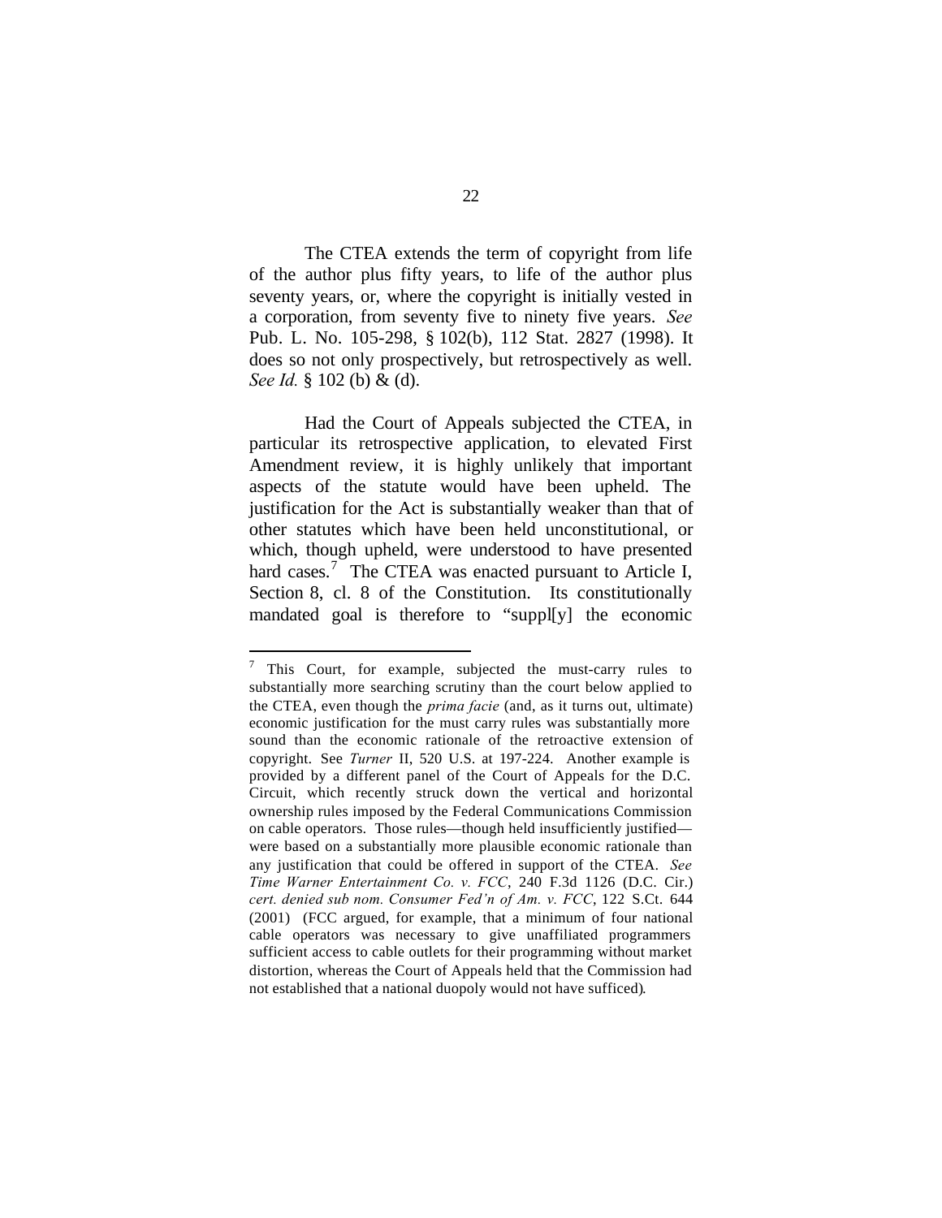The CTEA extends the term of copyright from life of the author plus fifty years, to life of the author plus seventy years, or, where the copyright is initially vested in a corporation, from seventy five to ninety five years. *See* Pub. L. No. 105-298, § 102(b), 112 Stat. 2827 (1998). It does so not only prospectively, but retrospectively as well. *See Id.* § 102 (b) & (d).

Had the Court of Appeals subjected the CTEA, in particular its retrospective application, to elevated First Amendment review, it is highly unlikely that important aspects of the statute would have been upheld. The justification for the Act is substantially weaker than that of other statutes which have been held unconstitutional, or which, though upheld, were understood to have presented hard cases.[7] The CTEA was enacted pursuant to Article I, Section 8, cl. 8 of the Constitution. Its constitutionally mandated goal is therefore to "suppl[y] the economic

---

[7] This Court, for example, subjected the must-carry rules to substantially more searching scrutiny than the court below applied to the CTEA, even though the *prima facie* (and, as it turns out, ultimate) economic justification for the must carry rules was substantially more sound than the economic rationale of the retroactive extension of copyright. See *Turner* II, 520 U.S. at 197-224. Another example is provided by a different panel of the Court of Appeals for the D.C. Circuit, which recently struck down the vertical and horizontal ownership rules imposed by the Federal Communications Commission on cable operators. Those rules—though held insufficiently justified—were based on a substantially more plausible economic rationale than any justification that could be offered in support of the CTEA. *See Time Warner Entertainment Co. v. FCC*, 240 F.3d 1126 (D.C. Cir.) *cert. denied sub nom. Consumer Fed'n of Am. v. FCC*, 122 S.Ct. 644 (2001) (FCC argued, for example, that a minimum of four national cable operators was necessary to give unaffiliated programmers sufficient access to cable outlets for their programming without market distortion, whereas the Court of Appeals held that the Commission had not established that a national duopoly would not have sufficed).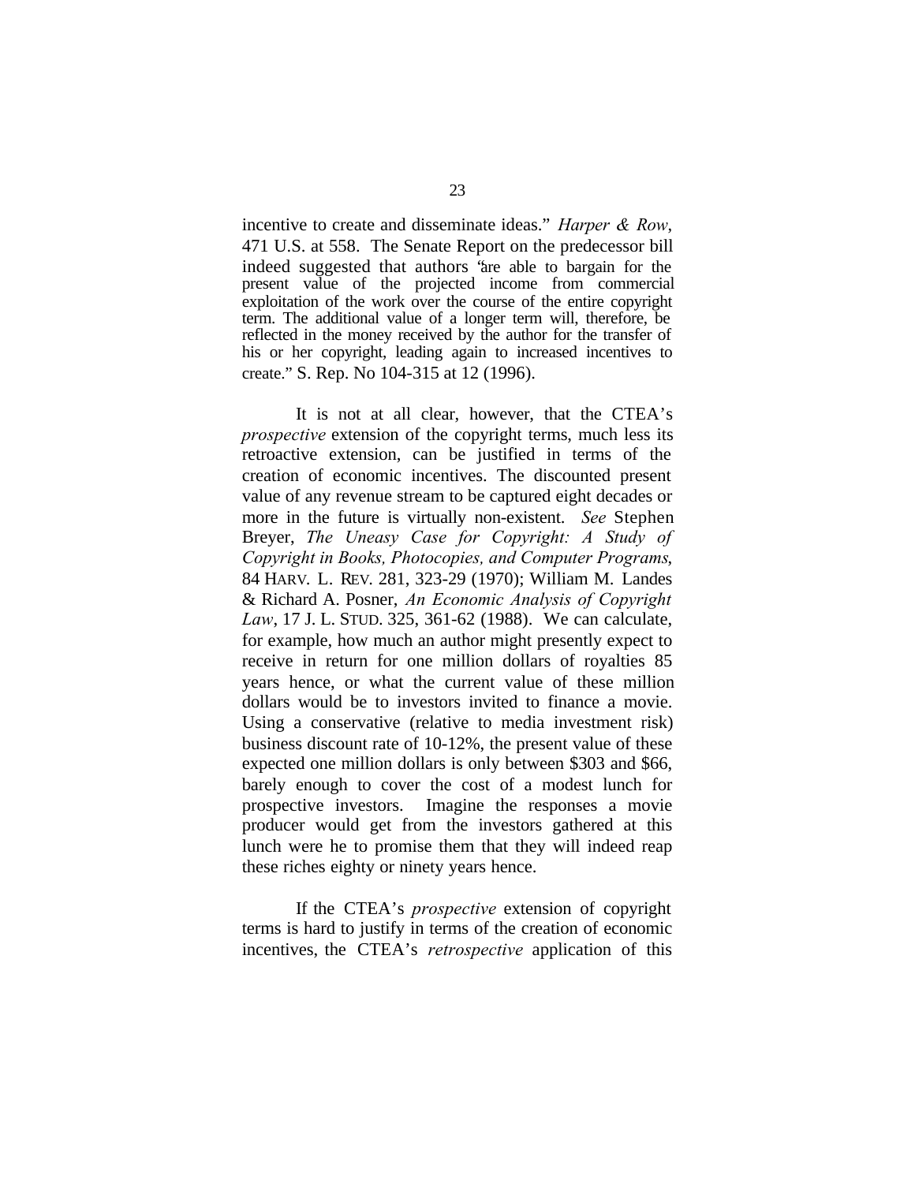incentive to create and disseminate ideas." *Harper & Row*, 471 U.S. at 558. The Senate Report on the predecessor bill indeed suggested that authors "are able to bargain for the present value of the projected income from commercial exploitation of the work over the course of the entire copyright term. The additional value of a longer term will, therefore, be reflected in the money received by the author for the transfer of his or her copyright, leading again to increased incentives to create." S. Rep. No 104-315 at 12 (1996).

It is not at all clear, however, that the CTEA's *prospective* extension of the copyright terms, much less its retroactive extension, can be justified in terms of the creation of economic incentives. The discounted present value of any revenue stream to be captured eight decades or more in the future is virtually non-existent. *See* Stephen Breyer, *The Uneasy Case for Copyright: A Study of Copyright in Books, Photocopies, and Computer Programs*, 84 HARV. L. REV. 281, 323-29 (1970); William M. Landes & Richard A. Posner, *An Economic Analysis of Copyright Law*, 17 J. L. STUD. 325, 361-62 (1988). We can calculate, for example, how much an author might presently expect to receive in return for one million dollars of royalties 85 years hence, or what the current value of these million dollars would be to investors invited to finance a movie. Using a conservative (relative to media investment risk) business discount rate of 10-12%, the present value of these expected one million dollars is only between $303 and $66, barely enough to cover the cost of a modest lunch for prospective investors. Imagine the responses a movie producer would get from the investors gathered at this lunch were he to promise them that they will indeed reap these riches eighty or ninety years hence.

If the CTEA's *prospective* extension of copyright terms is hard to justify in terms of the creation of economic incentives, the CTEA's *retrospective* application of this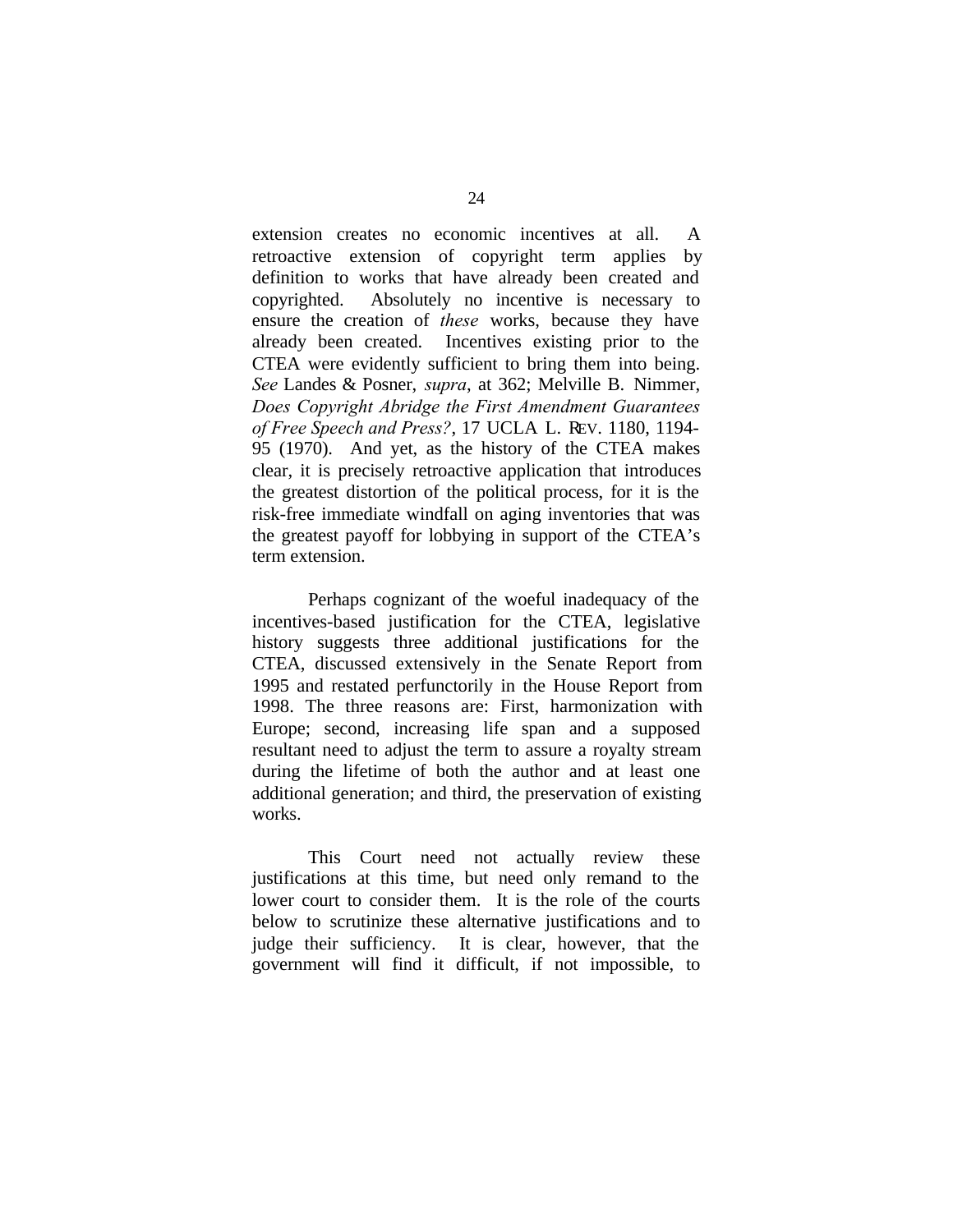extension creates no economic incentives at all. A retroactive extension of copyright term applies by definition to works that have already been created and copyrighted. Absolutely no incentive is necessary to ensure the creation of *these* works, because they have already been created. Incentives existing prior to the CTEA were evidently sufficient to bring them into being. *See* Landes & Posner, *supra*, at 362; Melville B. Nimmer, *Does Copyright Abridge the First Amendment Guarantees of Free Speech and Press?*, 17 UCLA L. REV. 1180, 1194-95 (1970). And yet, as the history of the CTEA makes clear, it is precisely retroactive application that introduces the greatest distortion of the political process, for it is the risk-free immediate windfall on aging inventories that was the greatest payoff for lobbying in support of the CTEA's term extension.

Perhaps cognizant of the woeful inadequacy of the incentives-based justification for the CTEA, legislative history suggests three additional justifications for the CTEA, discussed extensively in the Senate Report from 1995 and restated perfunctorily in the House Report from 1998. The three reasons are: First, harmonization with Europe; second, increasing life span and a supposed resultant need to adjust the term to assure a royalty stream during the lifetime of both the author and at least one additional generation; and third, the preservation of existing works.

This Court need not actually review these justifications at this time, but need only remand to the lower court to consider them. It is the role of the courts below to scrutinize these alternative justifications and to judge their sufficiency. It is clear, however, that the government will find it difficult, if not impossible, to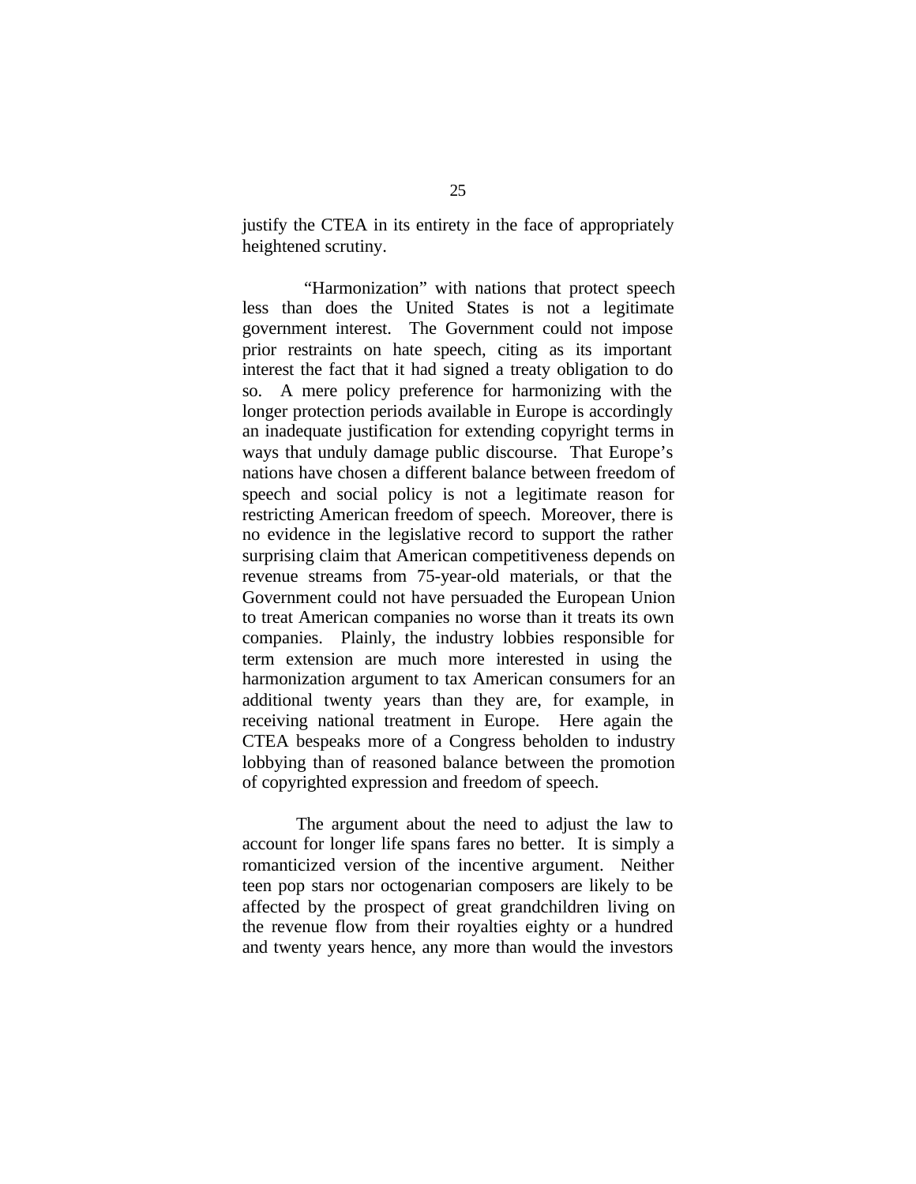justify the CTEA in its entirety in the face of appropriately heightened scrutiny.

"Harmonization" with nations that protect speech less than does the United States is not a legitimate government interest. The Government could not impose prior restraints on hate speech, citing as its important interest the fact that it had signed a treaty obligation to do so. A mere policy preference for harmonizing with the longer protection periods available in Europe is accordingly an inadequate justification for extending copyright terms in ways that unduly damage public discourse. That Europe's nations have chosen a different balance between freedom of speech and social policy is not a legitimate reason for restricting American freedom of speech. Moreover, there is no evidence in the legislative record to support the rather surprising claim that American competitiveness depends on revenue streams from 75-year-old materials, or that the Government could not have persuaded the European Union to treat American companies no worse than it treats its own companies. Plainly, the industry lobbies responsible for term extension are much more interested in using the harmonization argument to tax American consumers for an additional twenty years than they are, for example, in receiving national treatment in Europe. Here again the CTEA bespeaks more of a Congress beholden to industry lobbying than of reasoned balance between the promotion of copyrighted expression and freedom of speech.

The argument about the need to adjust the law to account for longer life spans fares no better. It is simply a romanticized version of the incentive argument. Neither teen pop stars nor octogenarian composers are likely to be affected by the prospect of great grandchildren living on the revenue flow from their royalties eighty or a hundred and twenty years hence, any more than would the investors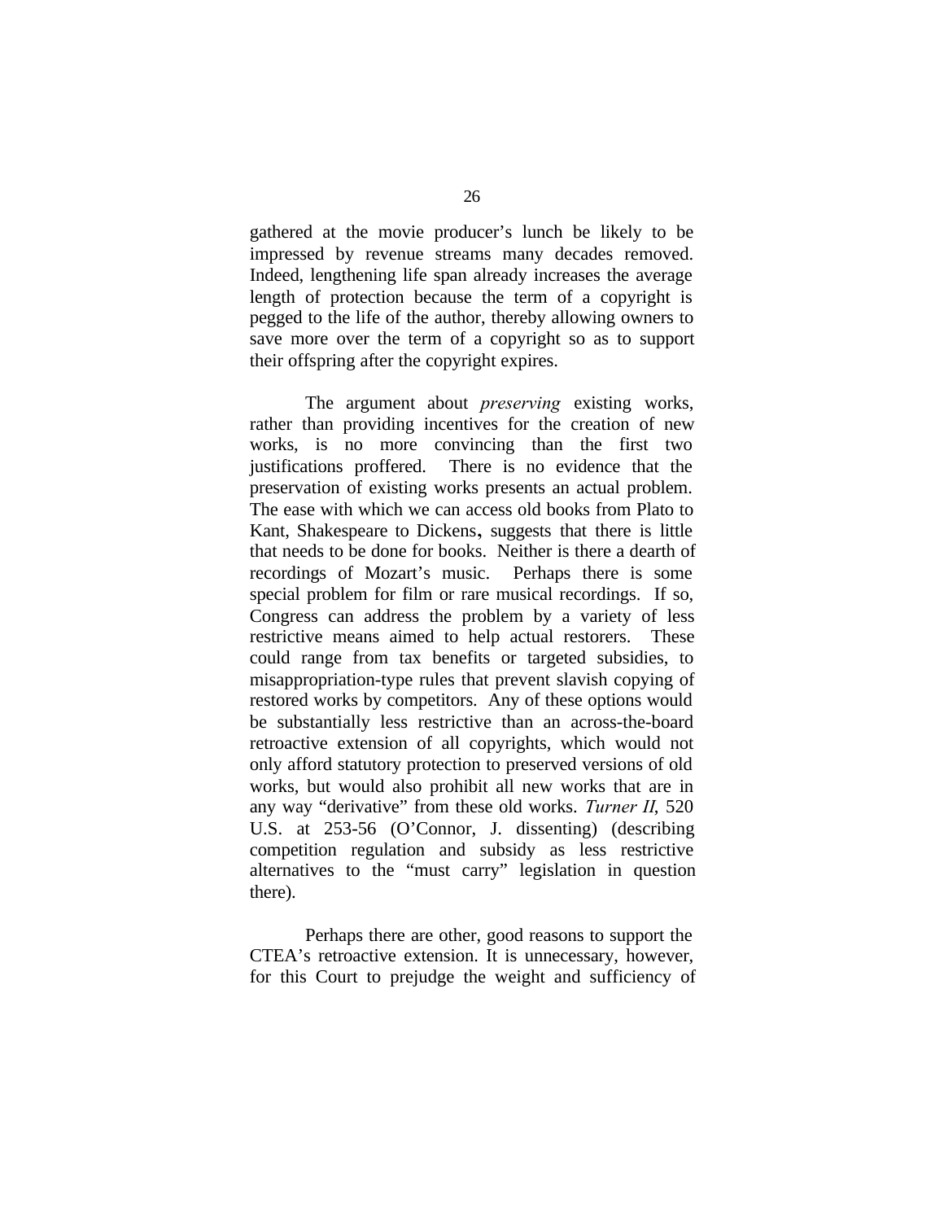gathered at the movie producer's lunch be likely to be impressed by revenue streams many decades removed. Indeed, lengthening life span already increases the average length of protection because the term of a copyright is pegged to the life of the author, thereby allowing owners to save more over the term of a copyright so as to support their offspring after the copyright expires.

The argument about *preserving* existing works, rather than providing incentives for the creation of new works, is no more convincing than the first two justifications proffered. There is no evidence that the preservation of existing works presents an actual problem. The ease with which we can access old books from Plato to Kant, Shakespeare to Dickens, suggests that there is little that needs to be done for books. Neither is there a dearth of recordings of Mozart's music. Perhaps there is some special problem for film or rare musical recordings. If so, Congress can address the problem by a variety of less restrictive means aimed to help actual restorers. These could range from tax benefits or targeted subsidies, to misappropriation-type rules that prevent slavish copying of restored works by competitors. Any of these options would be substantially less restrictive than an across-the-board retroactive extension of all copyrights, which would not only afford statutory protection to preserved versions of old works, but would also prohibit all new works that are in any way "derivative" from these old works. *Turner II*, 520 U.S. at 253-56 (O'Connor, J. dissenting) (describing competition regulation and subsidy as less restrictive alternatives to the "must carry" legislation in question there).

Perhaps there are other, good reasons to support the CTEA's retroactive extension. It is unnecessary, however, for this Court to prejudge the weight and sufficiency of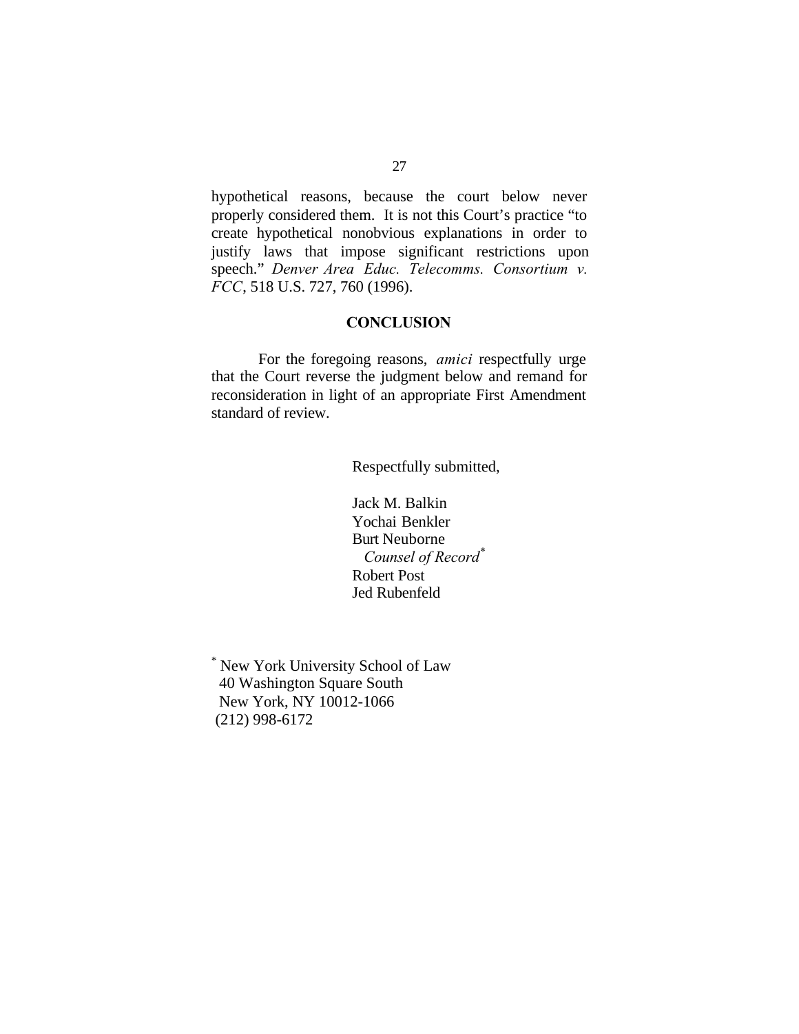hypothetical reasons, because the court below never properly considered them. It is not this Court's practice "to create hypothetical nonobvious explanations in order to justify laws that impose significant restrictions upon speech." *Denver Area Educ. Telecomms. Consortium v. FCC*, 518 U.S. 727, 760 (1996).

## CONCLUSION

For the foregoing reasons, *amici* respectfully urge that the Court reverse the judgment below and remand for reconsideration in light of an appropriate First Amendment standard of review.

Respectfully submitted,

Jack M. Balkin
Yochai Benkler
Burt Neuborne
*Counsel of Record**
Robert Post
Jed Rubenfeld

* New York University School of Law
40 Washington Square South
New York, NY 10012-1066
(212) 998-6172